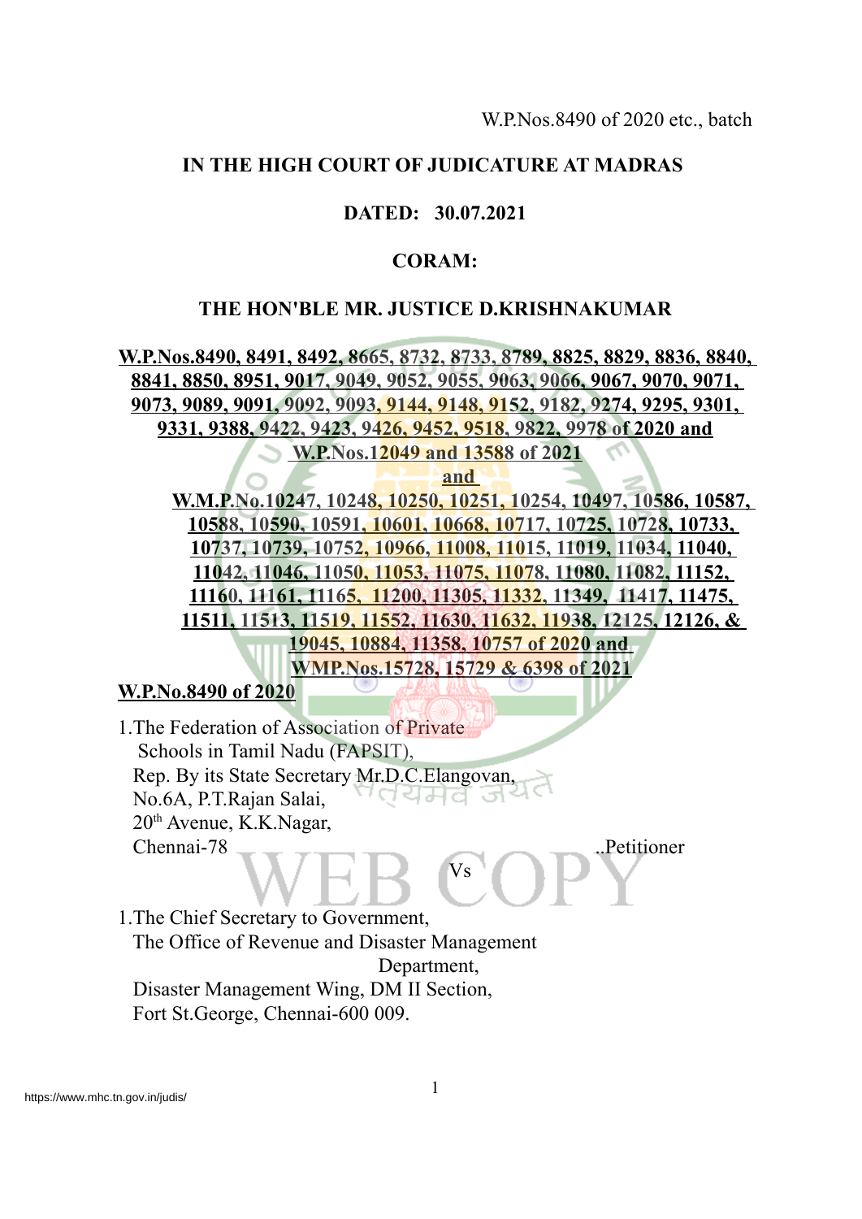**IN THE HIGH COURT OF JUDICATURE AT MADRAS**

**DATED: 30.07.2021**

**CORAM:**

**THE HON'BLE MR. JUSTICE D.KRISHNAKUMAR**

**W.P.Nos.8490, 8491, 8492, 8665, 8732, 8733, 8789, 8825, 8829, 8836, 8840, 8841, 8850, 8951, 9017, 9049, 9052, 9055, 9063, 9066, 9067, 9070, 9071, 9073, 9089, 9091, 9092, 9093, 9144, 9148, 9152, 9182, 9274, 9295, 9301, 9331, 9388, 9422, 9423, 9426, 9452, 9518, 9822, 9978 of 2020 and W.P.Nos.12049 and 13588 of 2021**

**and**

**W.M.P.No.10247, 10248, 10250, 10251, 10254, 10497, 10586, 10587, 10588, 10590, 10591, 10601, 10668, 10717, 10725, 10728, 10733, 10737, 10739, 10752, 10966, 11008, 11015, 11019, 11034, 11040, 11042, 11046, 11050, 11053, 11075, 11078, 11080, 11082, 11152, 11160, 11161, 11165, 11200, 11305, 11332, 11349, 11417, 11475, 11511, 11513, 11519, 11552, 11630, 11632, 11938, 12125, 12126, & 19045, 10884, 11358, 10757 of 2020 and WMP.Nos.15728, 15729 & 6398 of 2021**

**W.P.No.8490 of 2020**

1.The Federation of Association of Private Schools in Tamil Nadu (FAPSIT),
Rep. By its State Secretary Mr.D.C.Elangovan,
No.6A, P.T.Rajan Salai,
20th Avenue, K.K.Nagar,
Chennai-78 ..Petitioner

Vs

1.The Chief Secretary to Government,
The Office of Revenue and Disaster Management Department,
Disaster Management Wing, DM II Section,
Fort St.George, Chennai-600 009.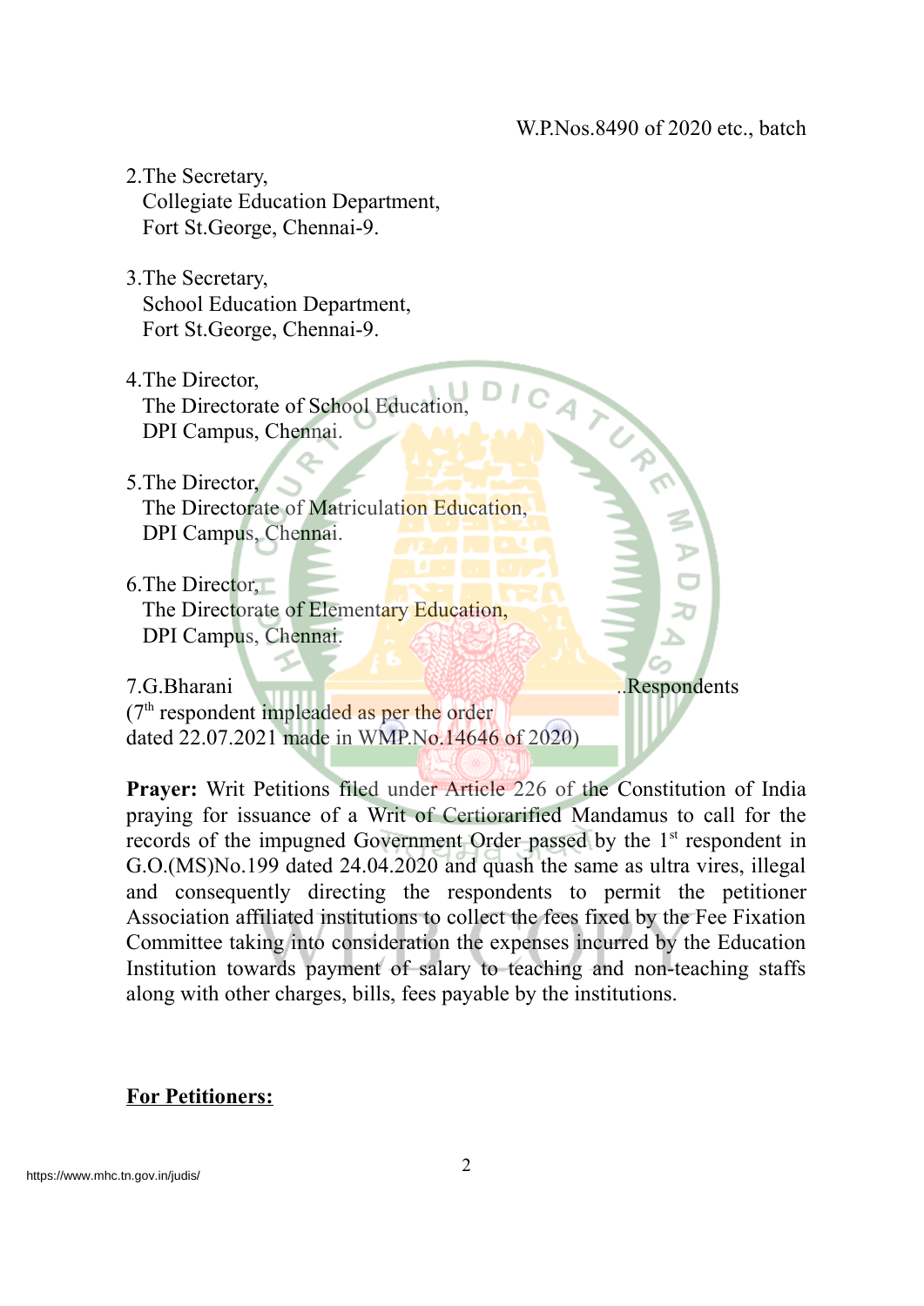2.The Secretary,
Collegiate Education Department,
Fort St.George, Chennai-9.

3.The Secretary,
School Education Department,
Fort St.George, Chennai-9.

4.The Director,
The Directorate of School Education,
DPI Campus, Chennai.

5.The Director,
The Directorate of Matriculation Education,
DPI Campus, Chennai.

6.The Director,
The Directorate of Elementary Education,
DPI Campus, Chennai.

7.G.Bharani ..Respondents
(7th respondent impleaded as per the order
dated 22.07.2021 made in WMP.No.14646 of 2020)

**Prayer:** Writ Petitions filed under Article 226 of the Constitution of India praying for issuance of a Writ of Certiorarified Mandamus to call for the records of the impugned Government Order passed by the 1st respondent in G.O.(MS)No.199 dated 24.04.2020 and quash the same as ultra vires, illegal and consequently directing the respondents to permit the petitioner Association affiliated institutions to collect the fees fixed by the Fee Fixation Committee taking into consideration the expenses incurred by the Education Institution towards payment of salary to teaching and non-teaching staffs along with other charges, bills, fees payable by the institutions.

**For Petitioners:**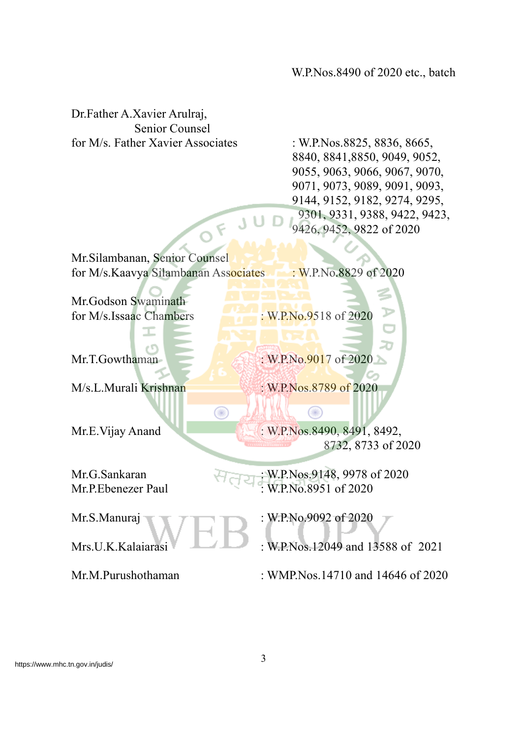| | |
|---|---|
| Dr.Father A.Xavier Arulraj, Senior Counsel for M/s. Father Xavier Associates | : W.P.Nos.8825, 8836, 8665, 8840, 8841,8850, 9049, 9052, 9055, 9063, 9066, 9067, 9070, 9071, 9073, 9089, 9091, 9093, 9144, 9152, 9182, 9274, 9295, 9301, 9331, 9388, 9422, 9423, 9426, 9452, 9822 of 2020 |
| Mr.Silambanan, Senior Counsel for M/s.Kaavya Silambanan Associates | : W.P.No.8829 of 2020 |
| Mr.Godson Swaminath for M/s.Issaac Chambers | : W.P.No.9518 of 2020 |
| Mr.T.Gowthaman | : W.P.No.9017 of 2020 |
| M/s.L.Murali Krishnan | : W.P.Nos.8789 of 2020 |
| Mr.E.Vijay Anand | : W.P.Nos.8490, 8491, 8492, 8732, 8733 of 2020 |
| Mr.G.Sankaran | : W.P.Nos.9148, 9978 of 2020 |
| Mr.P.Ebenezer Paul | : W.P.No.8951 of 2020 |
| Mr.S.Manuraj | : W.P.No.9092 of 2020 |
| Mrs.U.K.Kalaiarasi | : W.P.Nos.12049 and 13588 of 2021 |
| Mr.M.Purushothaman | : WMP.Nos.14710 and 14646 of 2020 |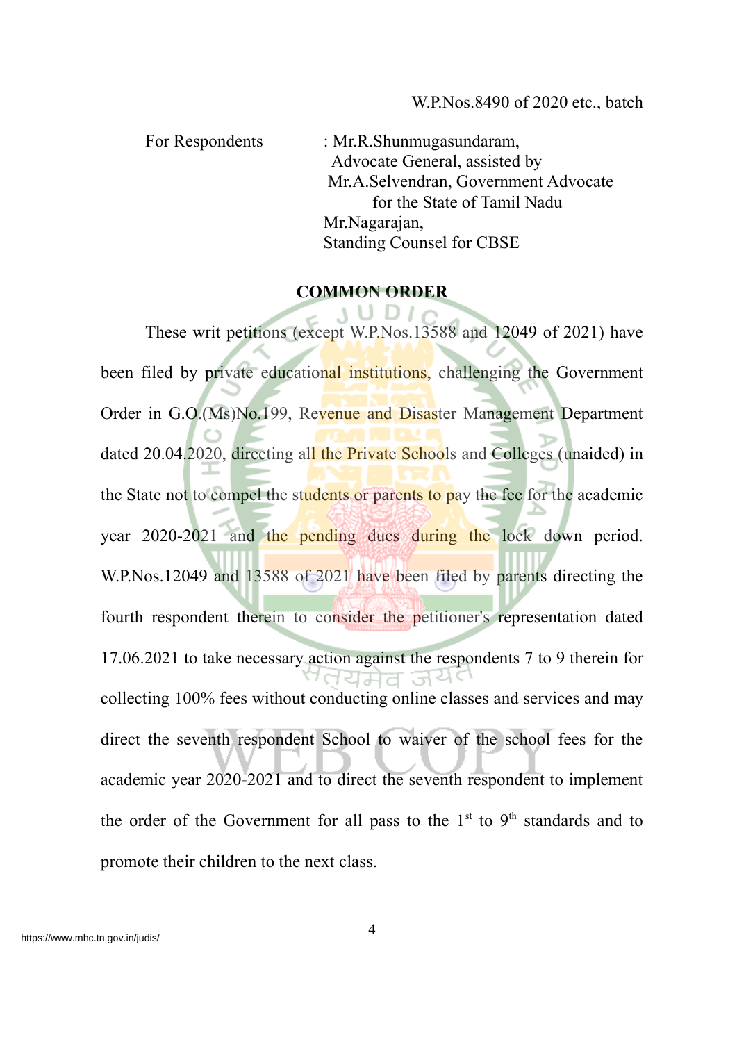For Respondents : Mr.R.Shunmugasundaram,
Advocate General, assisted by
Mr.A.Selvendran, Government Advocate
for the State of Tamil Nadu
Mr.Nagarajan,
Standing Counsel for CBSE

**COMMON ORDER**

These writ petitions (except W.P.Nos.13588 and 12049 of 2021) have been filed by private educational institutions, challenging the Government Order in G.O.(Ms)No.199, Revenue and Disaster Management Department dated 20.04.2020, directing all the Private Schools and Colleges (unaided) in the State not to compel the students or parents to pay the fee for the academic year 2020-2021 and the pending dues during the lock down period. W.P.Nos.12049 and 13588 of 2021 have been filed by parents directing the fourth respondent therein to consider the petitioner's representation dated 17.06.2021 to take necessary action against the respondents 7 to 9 therein for collecting 100% fees without conducting online classes and services and may direct the seventh respondent School to waiver of the school fees for the academic year 2020-2021 and to direct the seventh respondent to implement the order of the Government for all pass to the 1st to 9th standards and to promote their children to the next class.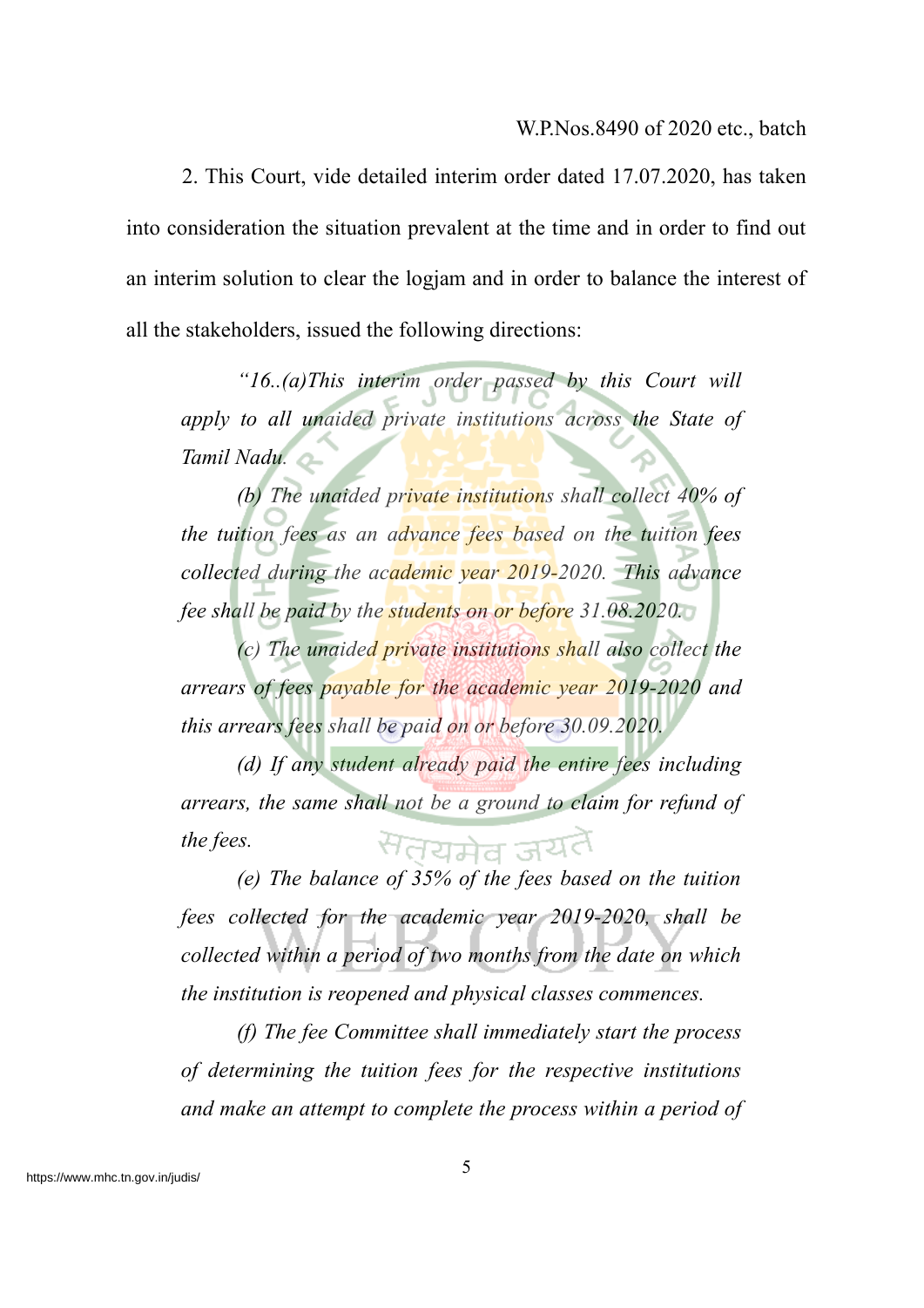2. This Court, vide detailed interim order dated 17.07.2020, has taken into consideration the situation prevalent at the time and in order to find out an interim solution to clear the logjam and in order to balance the interest of all the stakeholders, issued the following directions:

> *"16..(a)This interim order passed by this Court will apply to all unaided private institutions across the State of Tamil Nadu.*
>
> *(b) The unaided private institutions shall collect 40% of the tuition fees as an advance fees based on the tuition fees collected during the academic year 2019-2020. This advance fee shall be paid by the students on or before 31.08.2020.*
>
> *(c) The unaided private institutions shall also collect the arrears of fees payable for the academic year 2019-2020 and this arrears fees shall be paid on or before 30.09.2020.*
>
> *(d) If any student already paid the entire fees including arrears, the same shall not be a ground to claim for refund of the fees.*
>
> *(e) The balance of 35% of the fees based on the tuition fees collected for the academic year 2019-2020, shall be collected within a period of two months from the date on which the institution is reopened and physical classes commences.*
>
> *(f) The fee Committee shall immediately start the process of determining the tuition fees for the respective institutions and make an attempt to complete the process within a period of*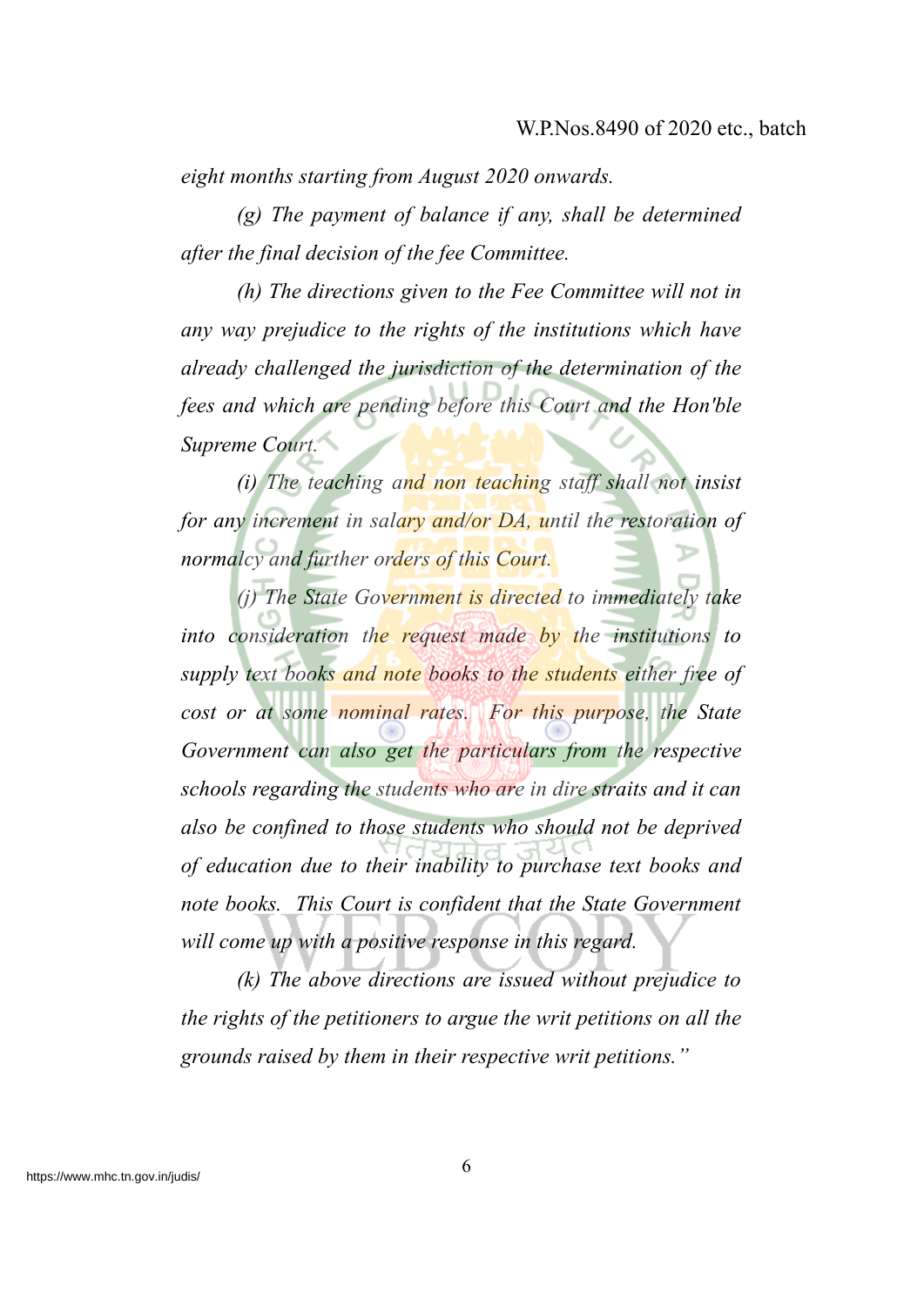*eight months starting from August 2020 onwards.*

*(g) The payment of balance if any, shall be determined after the final decision of the fee Committee.*

*(h) The directions given to the Fee Committee will not in any way prejudice to the rights of the institutions which have already challenged the jurisdiction of the determination of the fees and which are pending before this Court and the Hon'ble Supreme Court.*

*(i) The teaching and non teaching staff shall not insist for any increment in salary and/or DA, until the restoration of normalcy and further orders of this Court.*

*(j) The State Government is directed to immediately take into consideration the request made by the institutions to supply text books and note books to the students either free of cost or at some nominal rates. For this purpose, the State Government can also get the particulars from the respective schools regarding the students who are in dire straits and it can also be confined to those students who should not be deprived of education due to their inability to purchase text books and note books. This Court is confident that the State Government will come up with a positive response in this regard.*

*(k) The above directions are issued without prejudice to the rights of the petitioners to argue the writ petitions on all the grounds raised by them in their respective writ petitions."*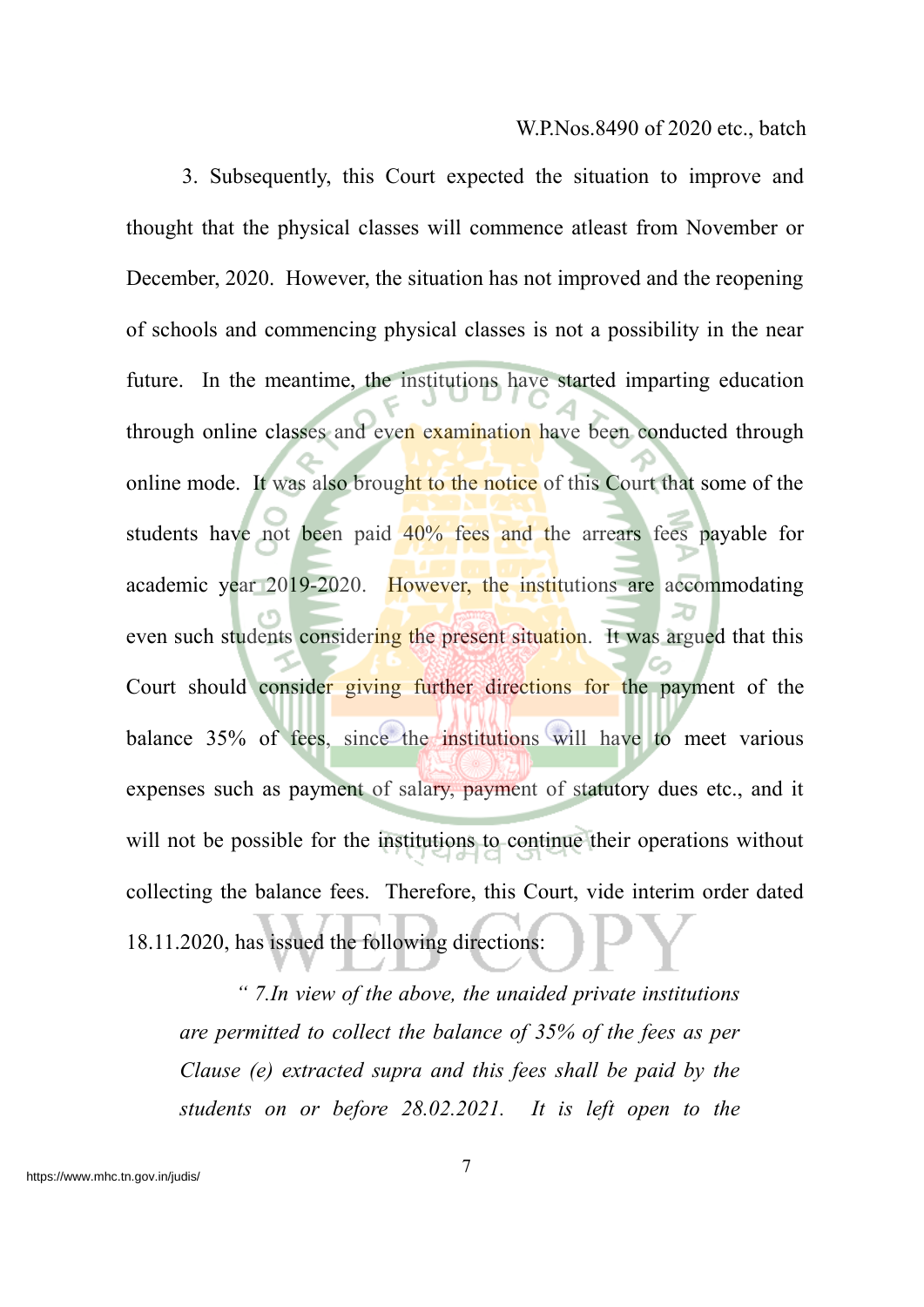3. Subsequently, this Court expected the situation to improve and thought that the physical classes will commence atleast from November or December, 2020. However, the situation has not improved and the reopening of schools and commencing physical classes is not a possibility in the near future. In the meantime, the institutions have started imparting education through online classes and even examination have been conducted through online mode. It was also brought to the notice of this Court that some of the students have not been paid 40% fees and the arrears fees payable for academic year 2019-2020. However, the institutions are accommodating even such students considering the present situation. It was argued that this Court should consider giving further directions for the payment of the balance 35% of fees, since the institutions will have to meet various expenses such as payment of salary, payment of statutory dues etc., and it will not be possible for the institutions to continue their operations without collecting the balance fees. Therefore, this Court, vide interim order dated 18.11.2020, has issued the following directions:

> *" 7.In view of the above, the unaided private institutions are permitted to collect the balance of 35% of the fees as per Clause (e) extracted supra and this fees shall be paid by the students on or before 28.02.2021. It is left open to the*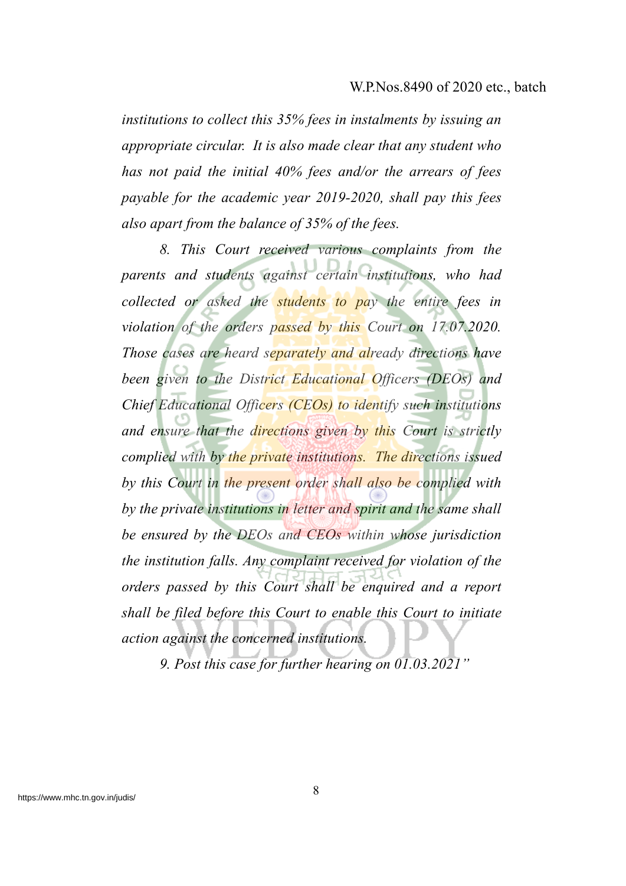*institutions to collect this 35% fees in instalments by issuing an appropriate circular. It is also made clear that any student who has not paid the initial 40% fees and/or the arrears of fees payable for the academic year 2019-2020, shall pay this fees also apart from the balance of 35% of the fees.*

*8. This Court received various complaints from the parents and students against certain institutions, who had collected or asked the students to pay the entire fees in violation of the orders passed by this Court on 17.07.2020. Those cases are heard separately and already directions have been given to the District Educational Officers (DEOs) and Chief Educational Officers (CEOs) to identify such institutions and ensure that the directions given by this Court is strictly complied with by the private institutions. The directions issued by this Court in the present order shall also be complied with by the private institutions in letter and spirit and the same shall be ensured by the DEOs and CEOs within whose jurisdiction the institution falls. Any complaint received for violation of the orders passed by this Court shall be enquired and a report shall be filed before this Court to enable this Court to initiate action against the concerned institutions.*

*9. Post this case for further hearing on 01.03.2021"*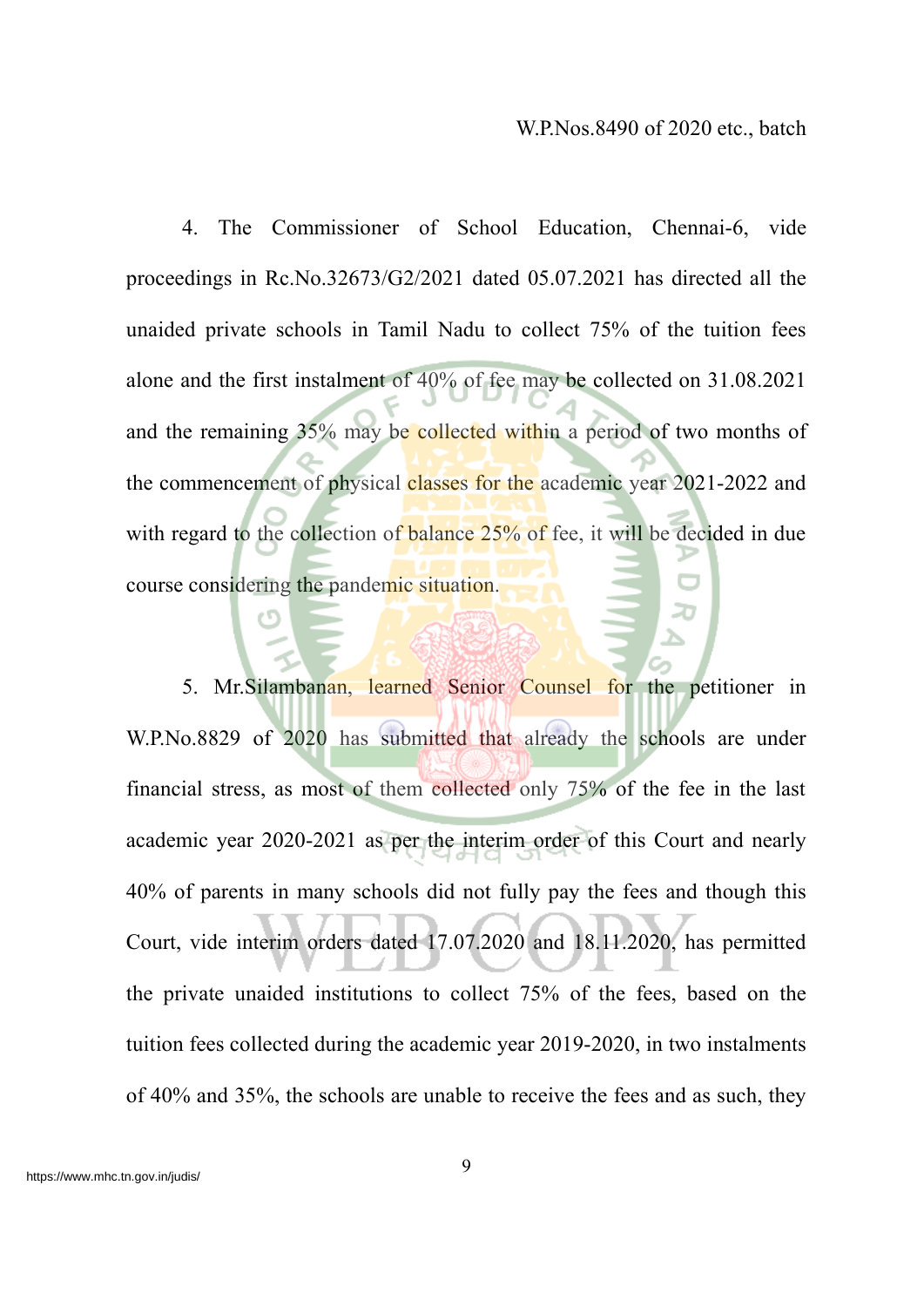4. The Commissioner of School Education, Chennai-6, vide proceedings in Rc.No.32673/G2/2021 dated 05.07.2021 has directed all the unaided private schools in Tamil Nadu to collect 75% of the tuition fees alone and the first instalment of 40% of fee may be collected on 31.08.2021 and the remaining 35% may be collected within a period of two months of the commencement of physical classes for the academic year 2021-2022 and with regard to the collection of balance 25% of fee, it will be decided in due course considering the pandemic situation.

5. Mr.Silambanan, learned Senior Counsel for the petitioner in W.P.No.8829 of 2020 has submitted that already the schools are under financial stress, as most of them collected only 75% of the fee in the last academic year 2020-2021 as per the interim order of this Court and nearly 40% of parents in many schools did not fully pay the fees and though this Court, vide interim orders dated 17.07.2020 and 18.11.2020, has permitted the private unaided institutions to collect 75% of the fees, based on the tuition fees collected during the academic year 2019-2020, in two instalments of 40% and 35%, the schools are unable to receive the fees and as such, they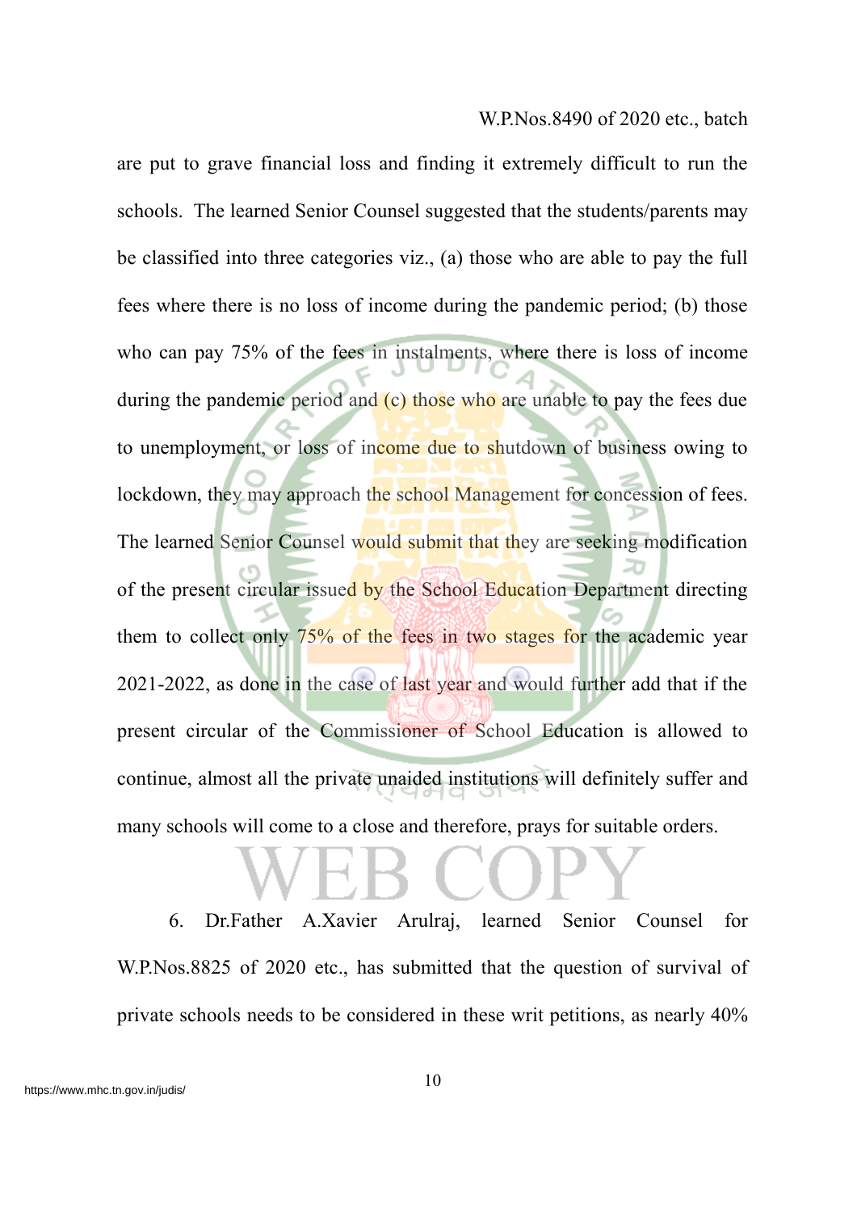are put to grave financial loss and finding it extremely difficult to run the schools. The learned Senior Counsel suggested that the students/parents may be classified into three categories viz., (a) those who are able to pay the full fees where there is no loss of income during the pandemic period; (b) those who can pay 75% of the fees in instalments, where there is loss of income during the pandemic period and (c) those who are unable to pay the fees due to unemployment, or loss of income due to shutdown of business owing to lockdown, they may approach the school Management for concession of fees. The learned Senior Counsel would submit that they are seeking modification of the present circular issued by the School Education Department directing them to collect only 75% of the fees in two stages for the academic year 2021-2022, as done in the case of last year and would further add that if the present circular of the Commissioner of School Education is allowed to continue, almost all the private unaided institutions will definitely suffer and many schools will come to a close and therefore, prays for suitable orders.

6. Dr.Father A.Xavier Arulraj, learned Senior Counsel for W.P.Nos.8825 of 2020 etc., has submitted that the question of survival of private schools needs to be considered in these writ petitions, as nearly 40%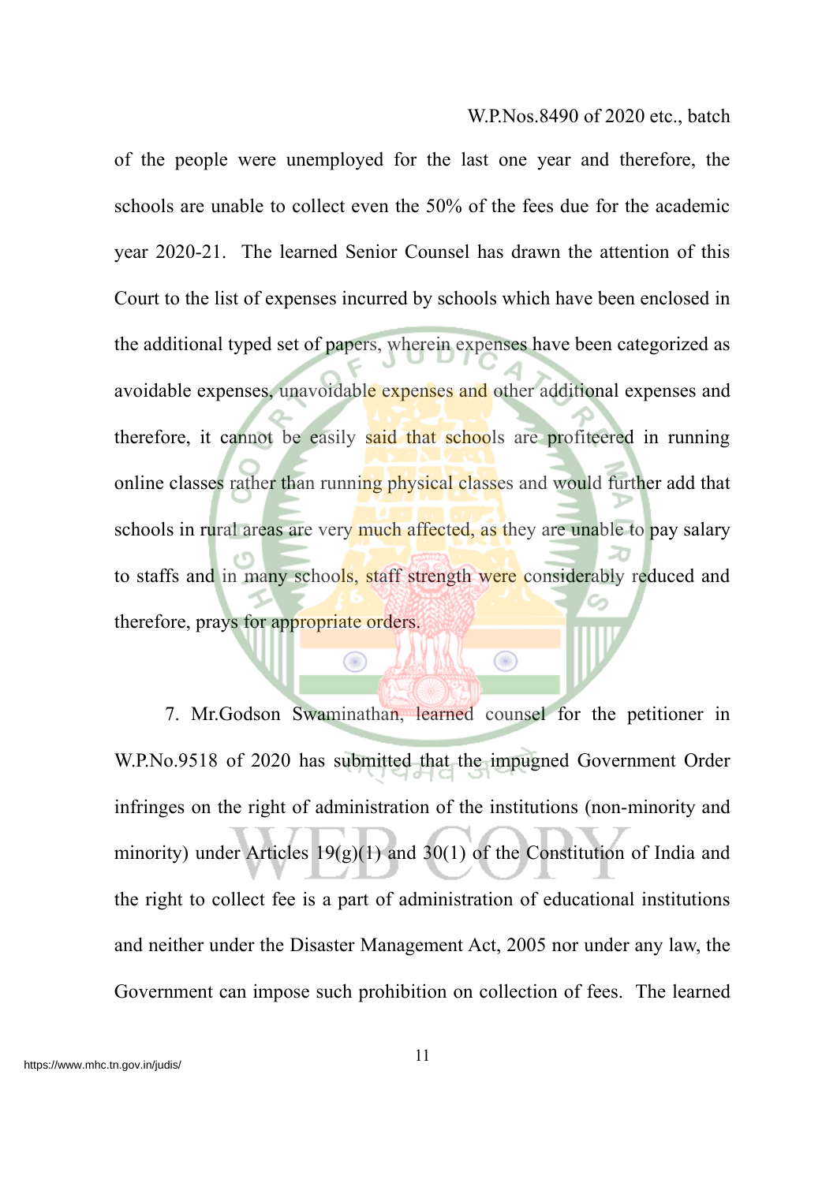of the people were unemployed for the last one year and therefore, the schools are unable to collect even the 50% of the fees due for the academic year 2020-21. The learned Senior Counsel has drawn the attention of this Court to the list of expenses incurred by schools which have been enclosed in the additional typed set of papers, wherein expenses have been categorized as avoidable expenses, unavoidable expenses and other additional expenses and therefore, it cannot be easily said that schools are profiteered in running online classes rather than running physical classes and would further add that schools in rural areas are very much affected, as they are unable to pay salary to staffs and in many schools, staff strength were considerably reduced and therefore, prays for appropriate orders.

7. Mr.Godson Swaminathan, learned counsel for the petitioner in W.P.No.9518 of 2020 has submitted that the impugned Government Order infringes on the right of administration of the institutions (non-minority and minority) under Articles 19(g)(1) and 30(1) of the Constitution of India and the right to collect fee is a part of administration of educational institutions and neither under the Disaster Management Act, 2005 nor under any law, the Government can impose such prohibition on collection of fees. The learned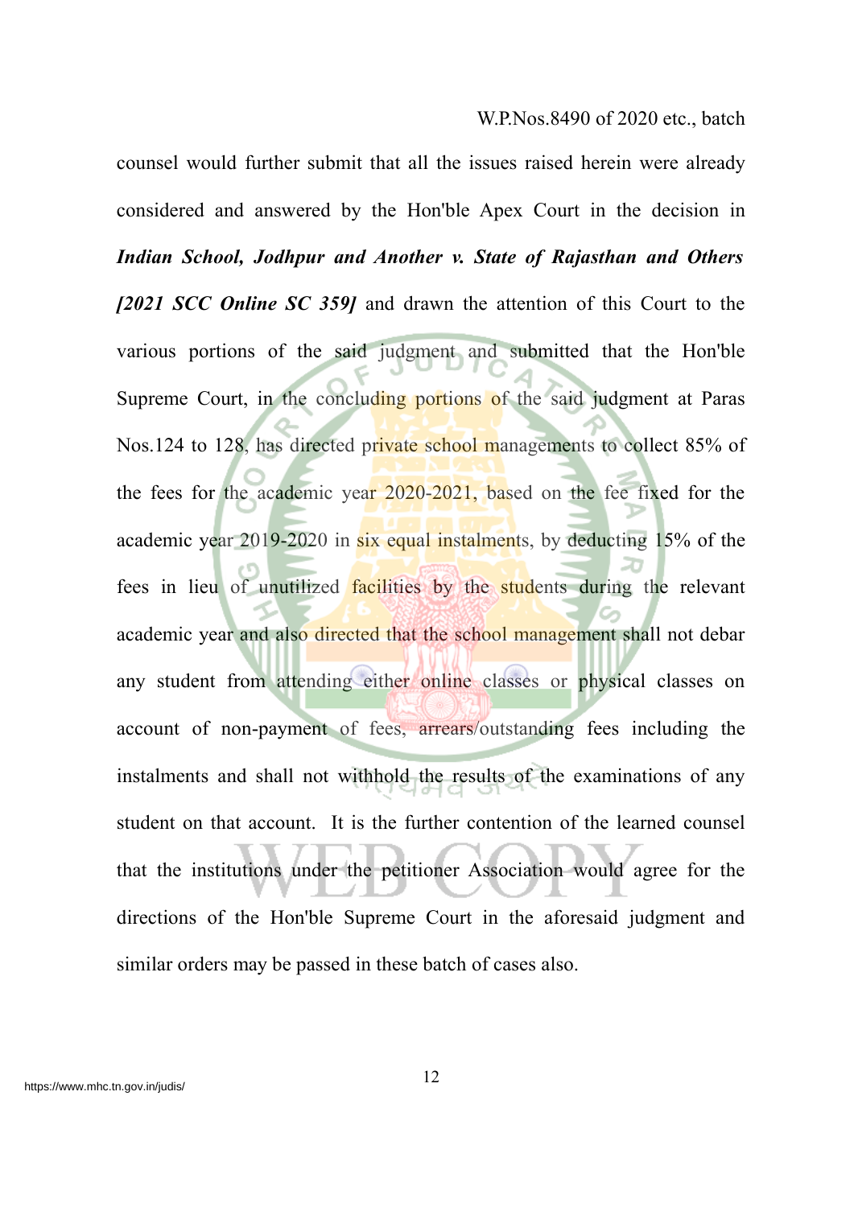counsel would further submit that all the issues raised herein were already considered and answered by the Hon'ble Apex Court in the decision in ***Indian School, Jodhpur and Another v. State of Rajasthan and Others [2021 SCC Online SC 359]*** and drawn the attention of this Court to the various portions of the said judgment and submitted that the Hon'ble Supreme Court, in the concluding portions of the said judgment at Paras Nos.124 to 128, has directed private school managements to collect 85% of the fees for the academic year 2020-2021, based on the fee fixed for the academic year 2019-2020 in six equal instalments, by deducting 15% of the fees in lieu of unutilized facilities by the students during the relevant academic year and also directed that the school management shall not debar any student from attending either online classes or physical classes on account of non-payment of fees, arrears/outstanding fees including the instalments and shall not withhold the results of the examinations of any student on that account. It is the further contention of the learned counsel that the institutions under the petitioner Association would agree for the directions of the Hon'ble Supreme Court in the aforesaid judgment and similar orders may be passed in these batch of cases also.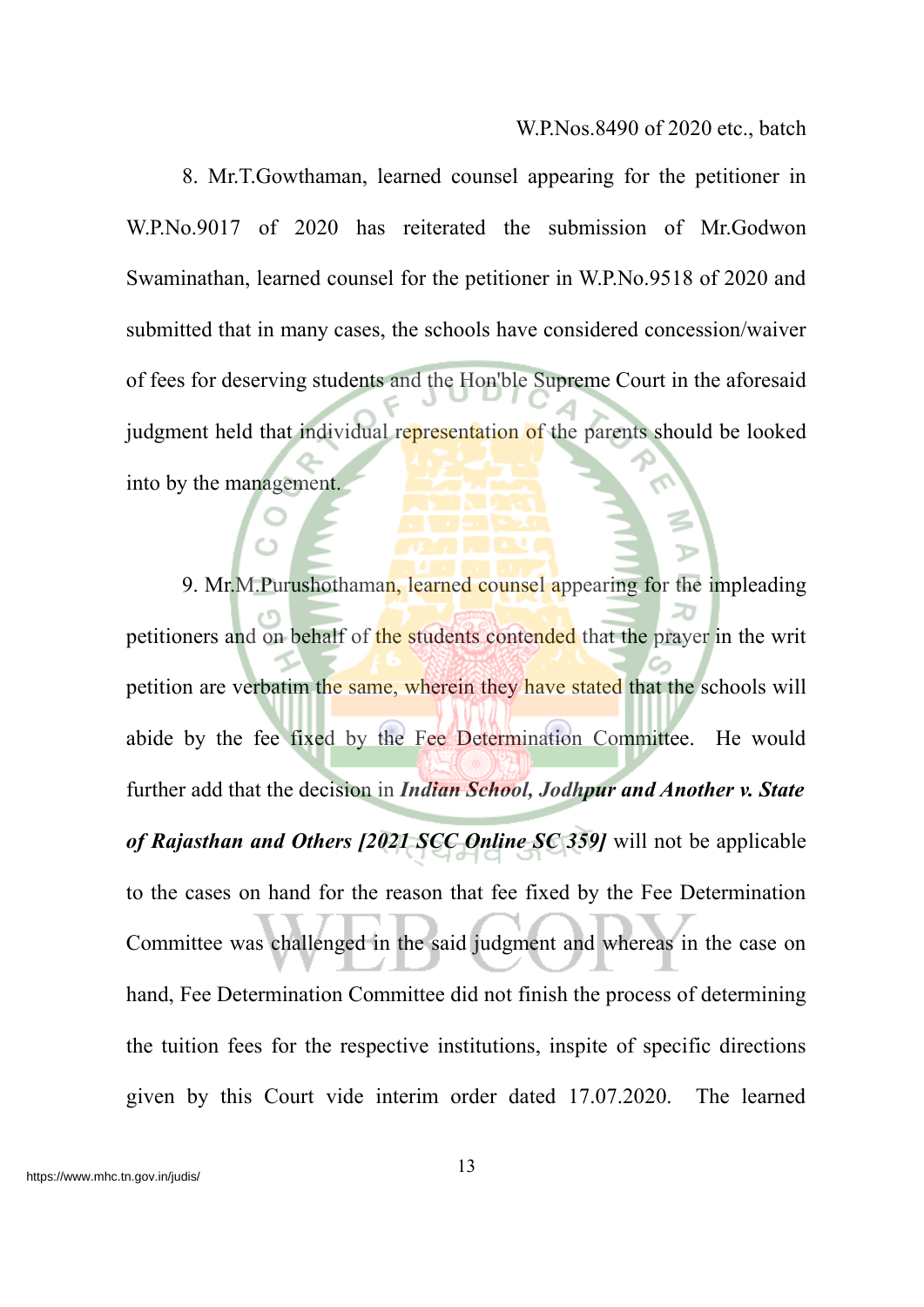8. Mr.T.Gowthaman, learned counsel appearing for the petitioner in W.P.No.9017 of 2020 has reiterated the submission of Mr.Godwon Swaminathan, learned counsel for the petitioner in W.P.No.9518 of 2020 and submitted that in many cases, the schools have considered concession/waiver of fees for deserving students and the Hon'ble Supreme Court in the aforesaid judgment held that individual representation of the parents should be looked into by the management.

9. Mr.M.Purushothaman, learned counsel appearing for the impleading petitioners and on behalf of the students contended that the prayer in the writ petition are verbatim the same, wherein they have stated that the schools will abide by the fee fixed by the Fee Determination Committee. He would further add that the decision in ***Indian School, Jodhpur and Another v. State of Rajasthan and Others [2021 SCC Online SC 359]*** will not be applicable to the cases on hand for the reason that fee fixed by the Fee Determination Committee was challenged in the said judgment and whereas in the case on hand, Fee Determination Committee did not finish the process of determining the tuition fees for the respective institutions, inspite of specific directions given by this Court vide interim order dated 17.07.2020. The learned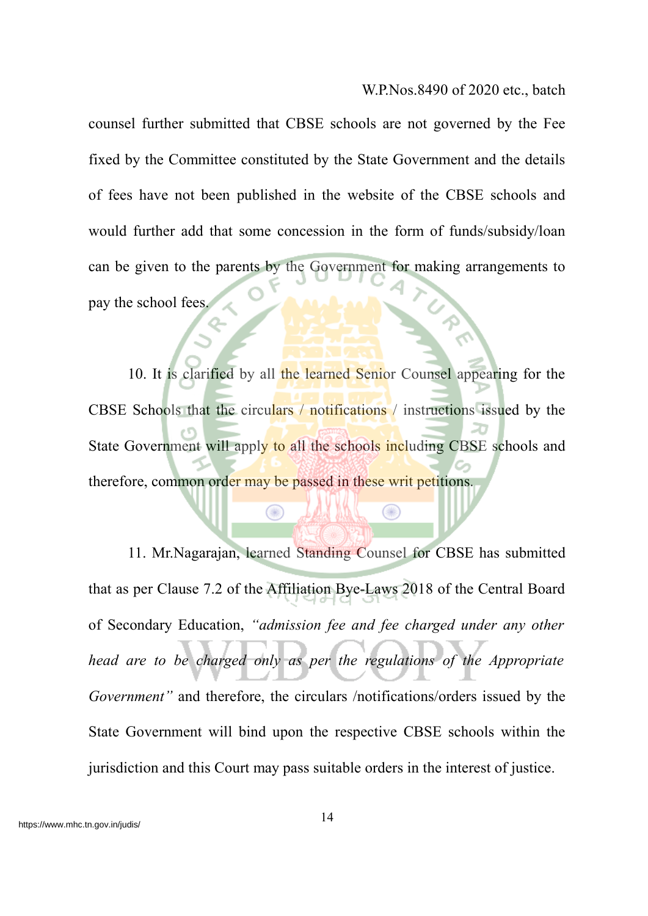counsel further submitted that CBSE schools are not governed by the Fee fixed by the Committee constituted by the State Government and the details of fees have not been published in the website of the CBSE schools and would further add that some concession in the form of funds/subsidy/loan can be given to the parents by the Government for making arrangements to pay the school fees.

10. It is clarified by all the learned Senior Counsel appearing for the CBSE Schools that the circulars / notifications / instructions issued by the State Government will apply to all the schools including CBSE schools and therefore, common order may be passed in these writ petitions.

11. Mr.Nagarajan, learned Standing Counsel for CBSE has submitted that as per Clause 7.2 of the Affiliation Bye-Laws 2018 of the Central Board of Secondary Education, *"admission fee and fee charged under any other head are to be charged only as per the regulations of the Appropriate Government"* and therefore, the circulars /notifications/orders issued by the State Government will bind upon the respective CBSE schools within the jurisdiction and this Court may pass suitable orders in the interest of justice.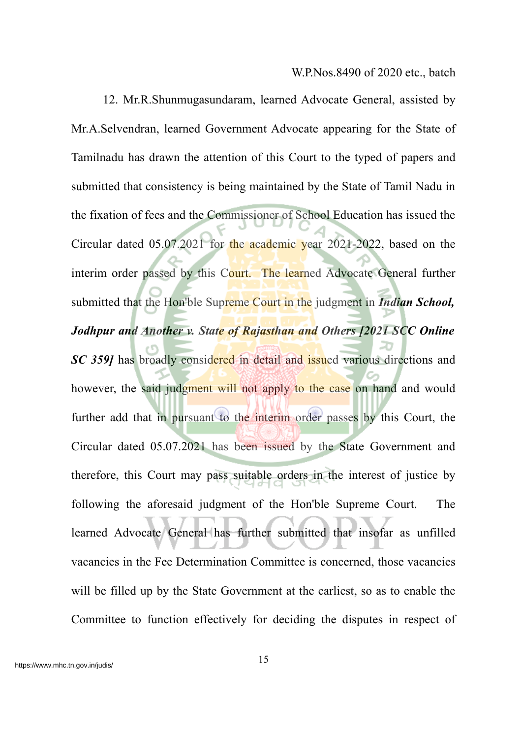12. Mr.R.Shunmugasundaram, learned Advocate General, assisted by Mr.A.Selvendran, learned Government Advocate appearing for the State of Tamilnadu has drawn the attention of this Court to the typed of papers and submitted that consistency is being maintained by the State of Tamil Nadu in the fixation of fees and the Commissioner of School Education has issued the Circular dated 05.07.2021 for the academic year 2021-2022, based on the interim order passed by this Court. The learned Advocate General further submitted that the Hon'ble Supreme Court in the judgment in ***Indian School, Jodhpur and Another v. State of Rajasthan and Others [2021 SCC Online SC 359]*** has broadly considered in detail and issued various directions and however, the said judgment will not apply to the case on hand and would further add that in pursuant to the interim order passes by this Court, the Circular dated 05.07.2021 has been issued by the State Government and therefore, this Court may pass suitable orders in the interest of justice by following the aforesaid judgment of the Hon'ble Supreme Court. The learned Advocate General has further submitted that insofar as unfilled vacancies in the Fee Determination Committee is concerned, those vacancies will be filled up by the State Government at the earliest, so as to enable the Committee to function effectively for deciding the disputes in respect of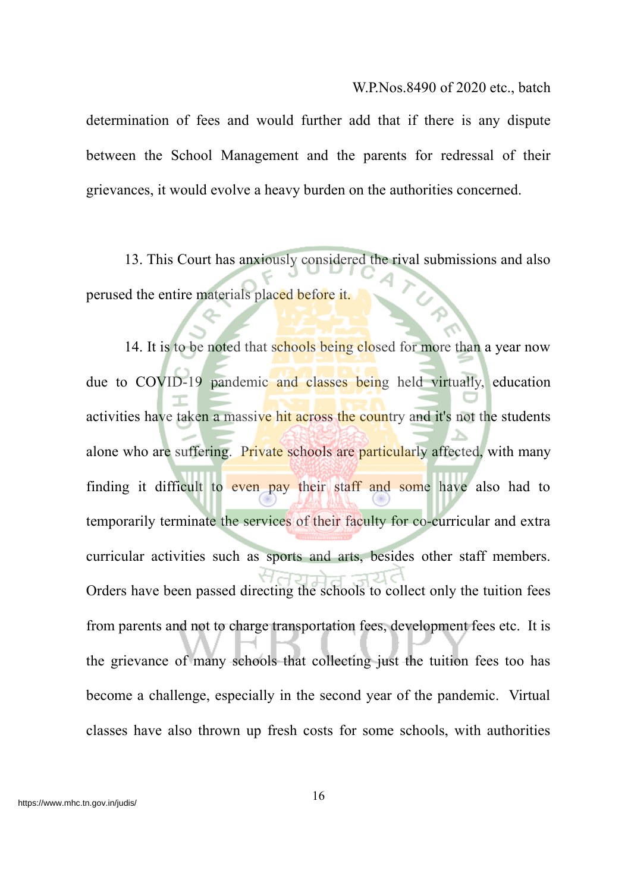determination of fees and would further add that if there is any dispute between the School Management and the parents for redressal of their grievances, it would evolve a heavy burden on the authorities concerned.

13. This Court has anxiously considered the rival submissions and also perused the entire materials placed before it.

14. It is to be noted that schools being closed for more than a year now due to COVID-19 pandemic and classes being held virtually, education activities have taken a massive hit across the country and it's not the students alone who are suffering. Private schools are particularly affected, with many finding it difficult to even pay their staff and some have also had to temporarily terminate the services of their faculty for co-curricular and extra curricular activities such as sports and arts, besides other staff members. Orders have been passed directing the schools to collect only the tuition fees from parents and not to charge transportation fees, development fees etc. It is the grievance of many schools that collecting just the tuition fees too has become a challenge, especially in the second year of the pandemic. Virtual classes have also thrown up fresh costs for some schools, with authorities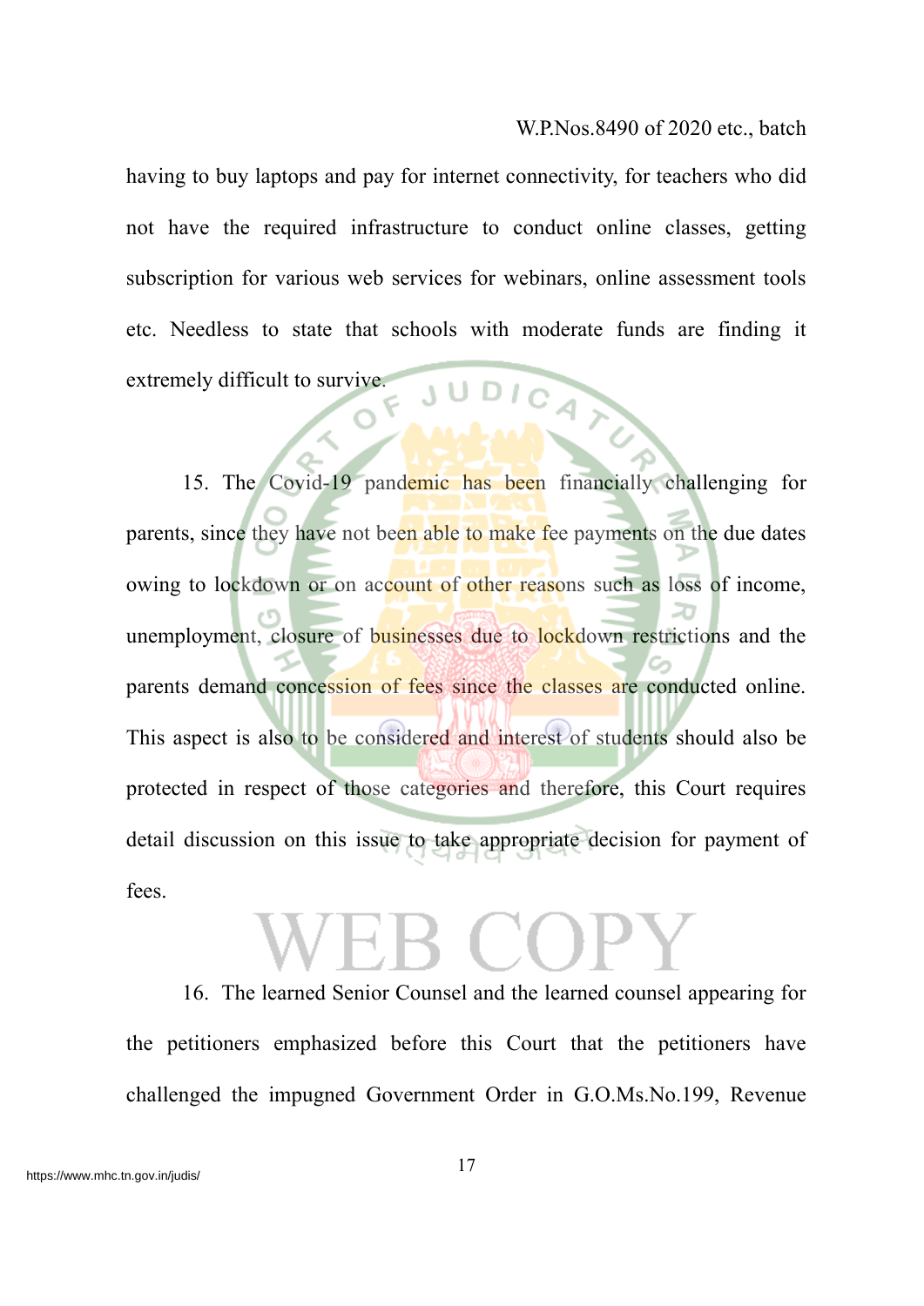having to buy laptops and pay for internet connectivity, for teachers who did not have the required infrastructure to conduct online classes, getting subscription for various web services for webinars, online assessment tools etc. Needless to state that schools with moderate funds are finding it extremely difficult to survive.

15. The Covid-19 pandemic has been financially challenging for parents, since they have not been able to make fee payments on the due dates owing to lockdown or on account of other reasons such as loss of income, unemployment, closure of businesses due to lockdown restrictions and the parents demand concession of fees since the classes are conducted online. This aspect is also to be considered and interest of students should also be protected in respect of those categories and therefore, this Court requires detail discussion on this issue to take appropriate decision for payment of fees.

16. The learned Senior Counsel and the learned counsel appearing for the petitioners emphasized before this Court that the petitioners have challenged the impugned Government Order in G.O.Ms.No.199, Revenue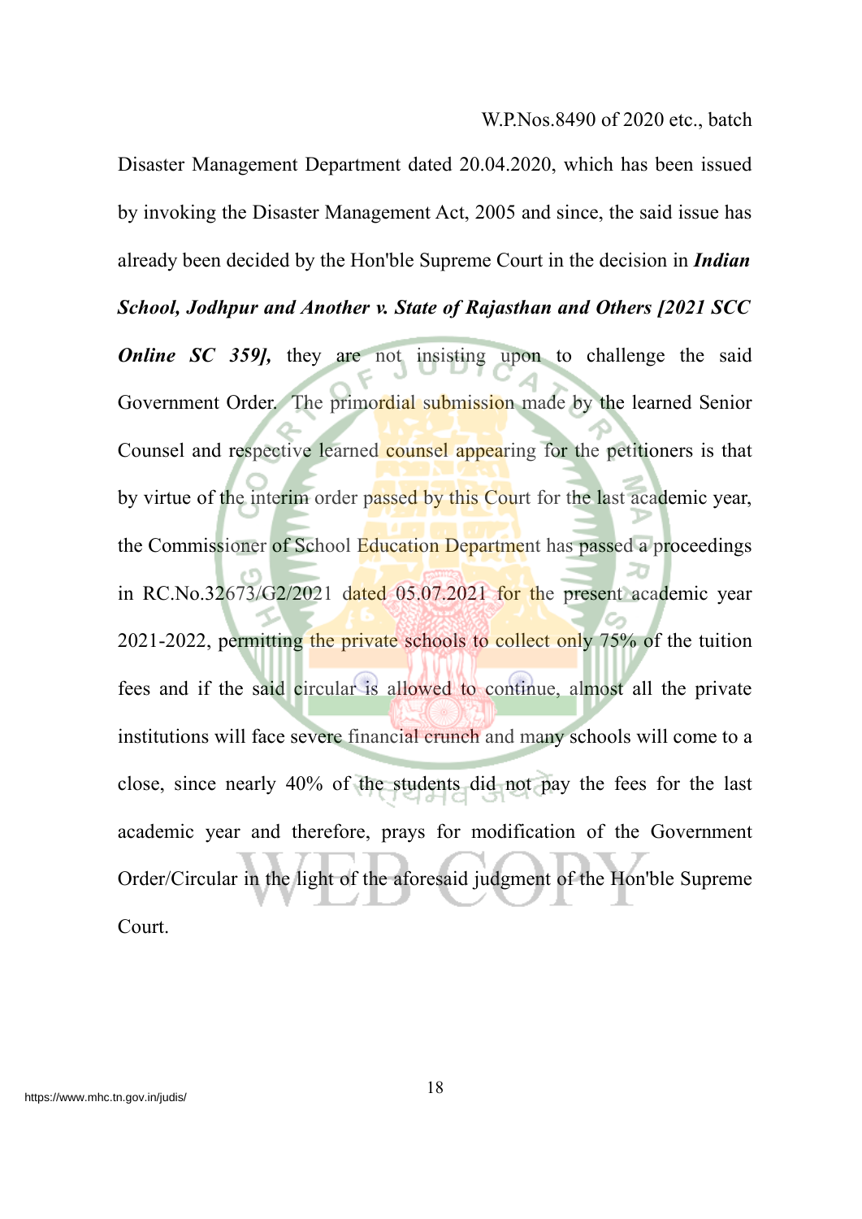Disaster Management Department dated 20.04.2020, which has been issued by invoking the Disaster Management Act, 2005 and since, the said issue has already been decided by the Hon'ble Supreme Court in the decision in ***Indian School, Jodhpur and Another v. State of Rajasthan and Others [2021 SCC Online SC 359],*** they are not insisting upon to challenge the said Government Order. The primordial submission made by the learned Senior Counsel and respective learned counsel appearing for the petitioners is that by virtue of the interim order passed by this Court for the last academic year, the Commissioner of School Education Department has passed a proceedings in RC.No.32673/G2/2021 dated 05.07.2021 for the present academic year 2021-2022, permitting the private schools to collect only 75% of the tuition fees and if the said circular is allowed to continue, almost all the private institutions will face severe financial crunch and many schools will come to a close, since nearly 40% of the students did not pay the fees for the last academic year and therefore, prays for modification of the Government Order/Circular in the light of the aforesaid judgment of the Hon'ble Supreme Court.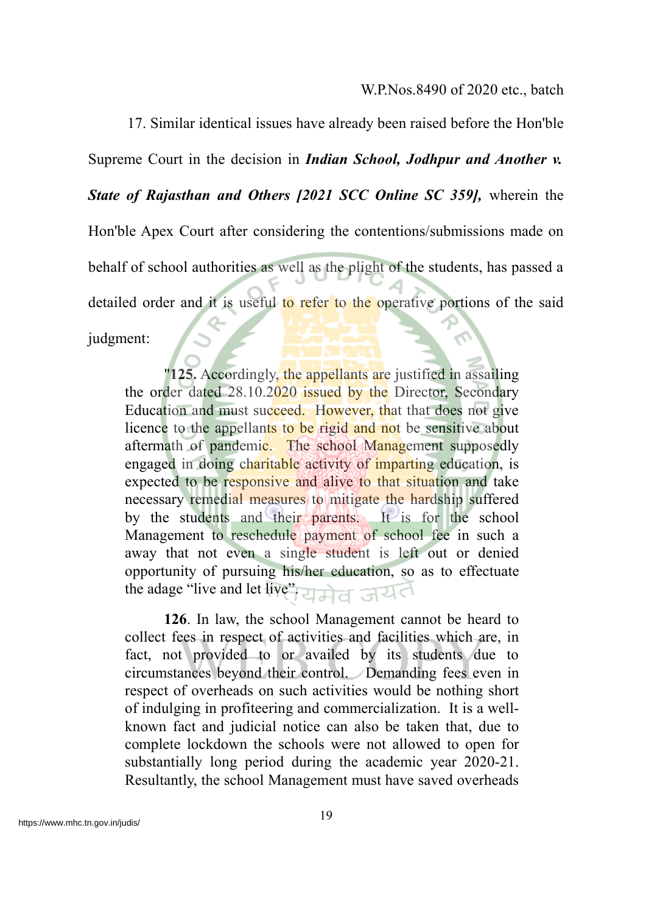17. Similar identical issues have already been raised before the Hon'ble Supreme Court in the decision in ***Indian School, Jodhpur and Another v. State of Rajasthan and Others [2021 SCC Online SC 359],*** wherein the Hon'ble Apex Court after considering the contentions/submissions made on behalf of school authorities as well as the plight of the students, has passed a detailed order and it is useful to refer to the operative portions of the said judgment:

> "**125.** Accordingly, the appellants are justified in assailing the order dated 28.10.2020 issued by the Director, Secondary Education and must succeed. However, that that does not give licence to the appellants to be rigid and not be sensitive about aftermath of pandemic. The school Management supposedly engaged in doing charitable activity of imparting education, is expected to be responsive and alive to that situation and take necessary remedial measures to mitigate the hardship suffered by the students and their parents. It is for the school Management to reschedule payment of school fee in such a away that not even a single student is left out or denied opportunity of pursuing his/her education, so as to effectuate the adage "live and let live".
>
> **126**. In law, the school Management cannot be heard to collect fees in respect of activities and facilities which are, in fact, not provided to or availed by its students due to circumstances beyond their control. Demanding fees even in respect of overheads on such activities would be nothing short of indulging in profiteering and commercialization. It is a well-known fact and judicial notice can also be taken that, due to complete lockdown the schools were not allowed to open for substantially long period during the academic year 2020-21. Resultantly, the school Management must have saved overheads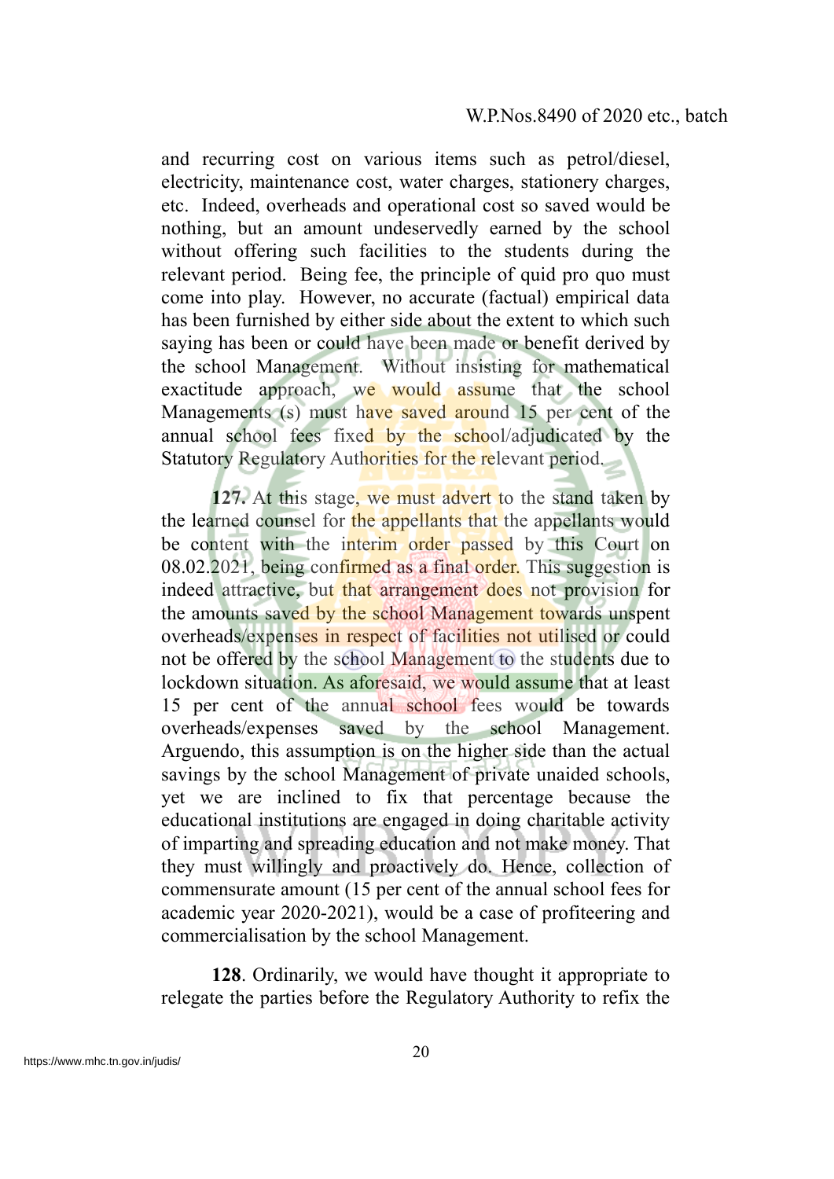and recurring cost on various items such as petrol/diesel, electricity, maintenance cost, water charges, stationery charges, etc. Indeed, overheads and operational cost so saved would be nothing, but an amount undeservedly earned by the school without offering such facilities to the students during the relevant period. Being fee, the principle of quid pro quo must come into play. However, no accurate (factual) empirical data has been furnished by either side about the extent to which such saying has been or could have been made or benefit derived by the school Management. Without insisting for mathematical exactitude approach, we would assume that the school Managements (s) must have saved around 15 per cent of the annual school fees fixed by the school/adjudicated by the Statutory Regulatory Authorities for the relevant period.

**127.** At this stage, we must advert to the stand taken by the learned counsel for the appellants that the appellants would be content with the interim order passed by this Court on 08.02.2021, being confirmed as a final order. This suggestion is indeed attractive, but that arrangement does not provision for the amounts saved by the school Management towards unspent overheads/expenses in respect of facilities not utilised or could not be offered by the school Management to the students due to lockdown situation. As aforesaid, we would assume that at least 15 per cent of the annual school fees would be towards overheads/expenses saved by the school Management. Arguendo, this assumption is on the higher side than the actual savings by the school Management of private unaided schools, yet we are inclined to fix that percentage because the educational institutions are engaged in doing charitable activity of imparting and spreading education and not make money. That they must willingly and proactively do. Hence, collection of commensurate amount (15 per cent of the annual school fees for academic year 2020-2021), would be a case of profiteering and commercialisation by the school Management.

**128**. Ordinarily, we would have thought it appropriate to relegate the parties before the Regulatory Authority to refix the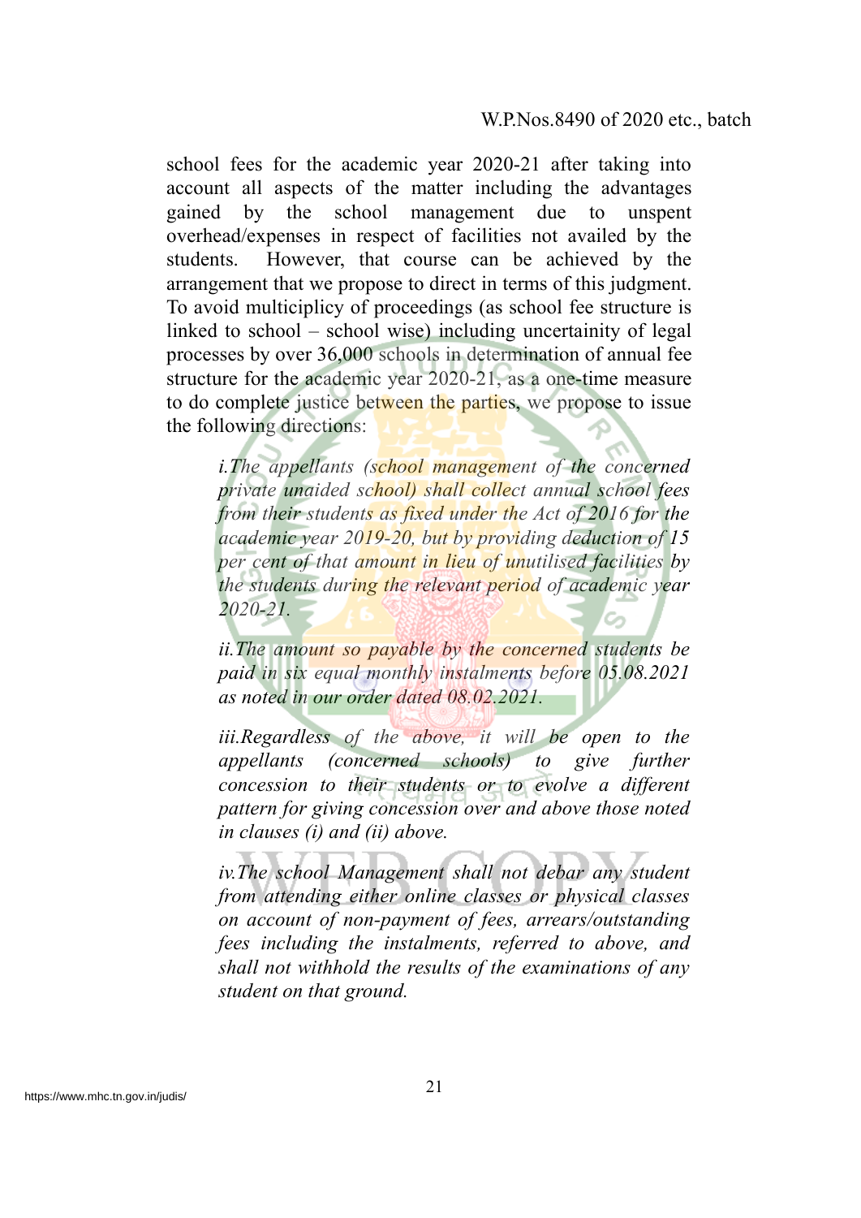school fees for the academic year 2020-21 after taking into account all aspects of the matter including the advantages gained by the school management due to unspent overhead/expenses in respect of facilities not availed by the students. However, that course can be achieved by the arrangement that we propose to direct in terms of this judgment. To avoid multiciplicy of proceedings (as school fee structure is linked to school – school wise) including uncertainity of legal processes by over 36,000 schools in determination of annual fee structure for the academic year 2020-21, as a one-time measure to do complete justice between the parties, we propose to issue the following directions:

> *i.The appellants (school management of the concerned private unaided school) shall collect annual school fees from their students as fixed under the Act of 2016 for the academic year 2019-20, but by providing deduction of 15 per cent of that amount in lieu of unutilised facilities by the students during the relevant period of academic year 2020-21.*
>
> *ii.The amount so payable by the concerned students be paid in six equal monthly instalments before 05.08.2021 as noted in our order dated 08.02.2021.*
>
> *iii.Regardless of the above, it will be open to the appellants (concerned schools) to give further concession to their students or to evolve a different pattern for giving concession over and above those noted in clauses (i) and (ii) above.*
>
> *iv.The school Management shall not debar any student from attending either online classes or physical classes on account of non-payment of fees, arrears/outstanding fees including the instalments, referred to above, and shall not withhold the results of the examinations of any student on that ground.*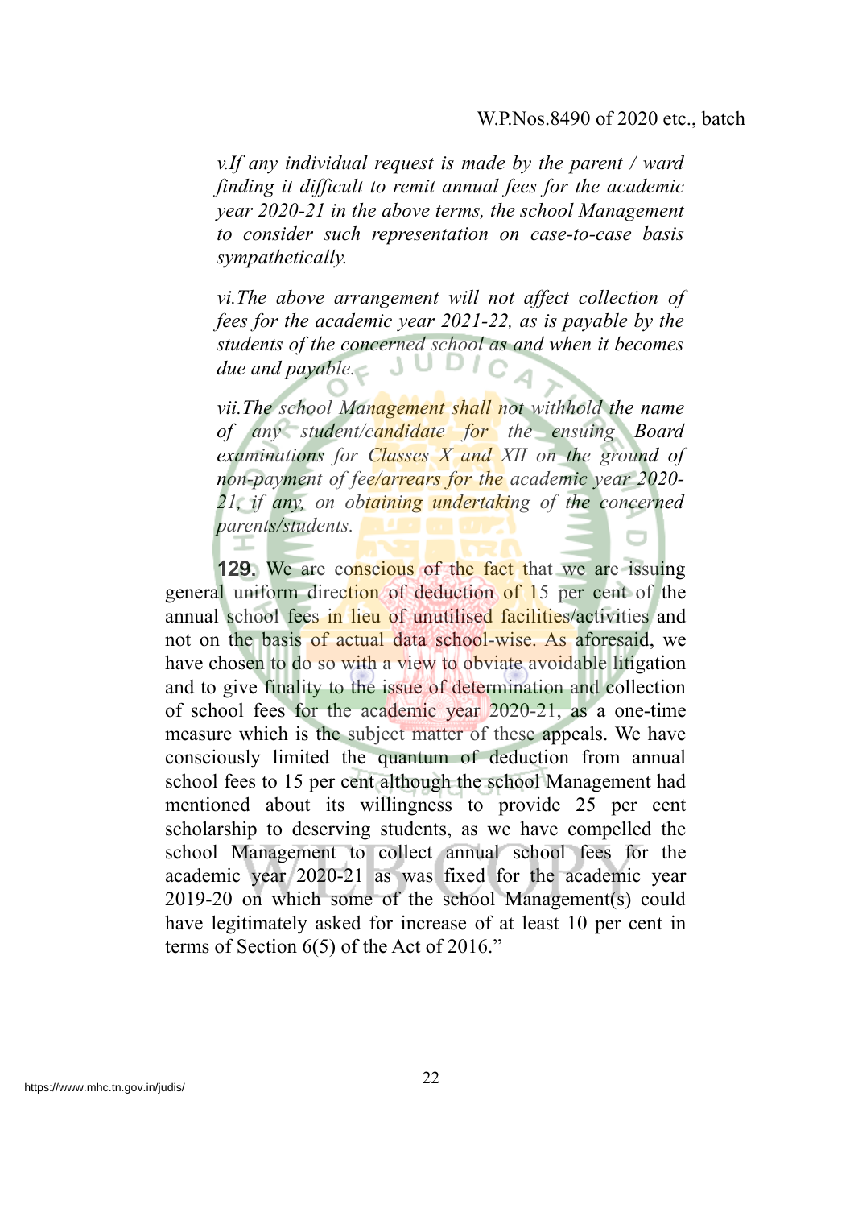*v.If any individual request is made by the parent / ward finding it difficult to remit annual fees for the academic year 2020-21 in the above terms, the school Management to consider such representation on case-to-case basis sympathetically.*

*vi.The above arrangement will not affect collection of fees for the academic year 2021-22, as is payable by the students of the concerned school as and when it becomes due and payable.*

*vii.The school Management shall not withhold the name of any student/candidate for the ensuing Board examinations for Classes X and XII on the ground of non-payment of fee/arrears for the academic year 2020-21, if any, on obtaining undertaking of the concerned parents/students.*

**129.** We are conscious of the fact that we are issuing general uniform direction of deduction of 15 per cent of the annual school fees in lieu of unutilised facilities/activities and not on the basis of actual data school-wise. As aforesaid, we have chosen to do so with a view to obviate avoidable litigation and to give finality to the issue of determination and collection of school fees for the academic year 2020-21, as a one-time measure which is the subject matter of these appeals. We have consciously limited the quantum of deduction from annual school fees to 15 per cent although the school Management had mentioned about its willingness to provide 25 per cent scholarship to deserving students, as we have compelled the school Management to collect annual school fees for the academic year 2020-21 as was fixed for the academic year 2019-20 on which some of the school Management(s) could have legitimately asked for increase of at least 10 per cent in terms of Section 6(5) of the Act of 2016."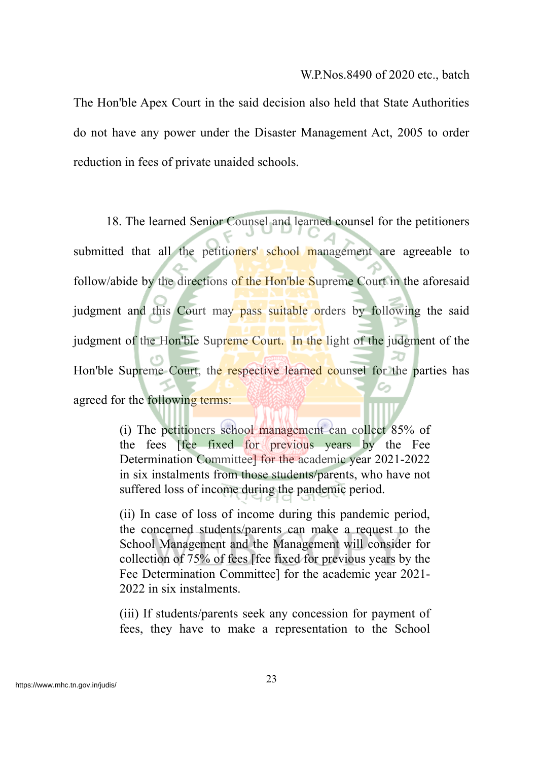The Hon'ble Apex Court in the said decision also held that State Authorities do not have any power under the Disaster Management Act, 2005 to order reduction in fees of private unaided schools.

18. The learned Senior Counsel and learned counsel for the petitioners submitted that all the petitioners' school management are agreeable to follow/abide by the directions of the Hon'ble Supreme Court in the aforesaid judgment and this Court may pass suitable orders by following the said judgment of the Hon'ble Supreme Court. In the light of the judgment of the Hon'ble Supreme Court, the respective learned counsel for the parties has agreed for the following terms:

> (i) The petitioners school management can collect 85% of the fees [fee fixed for previous years by the Fee Determination Committee] for the academic year 2021-2022 in six instalments from those students/parents, who have not suffered loss of income during the pandemic period.
>
> (ii) In case of loss of income during this pandemic period, the concerned students/parents can make a request to the School Management and the Management will consider for collection of 75% of fees [fee fixed for previous years by the Fee Determination Committee] for the academic year 2021-2022 in six instalments.
>
> (iii) If students/parents seek any concession for payment of fees, they have to make a representation to the School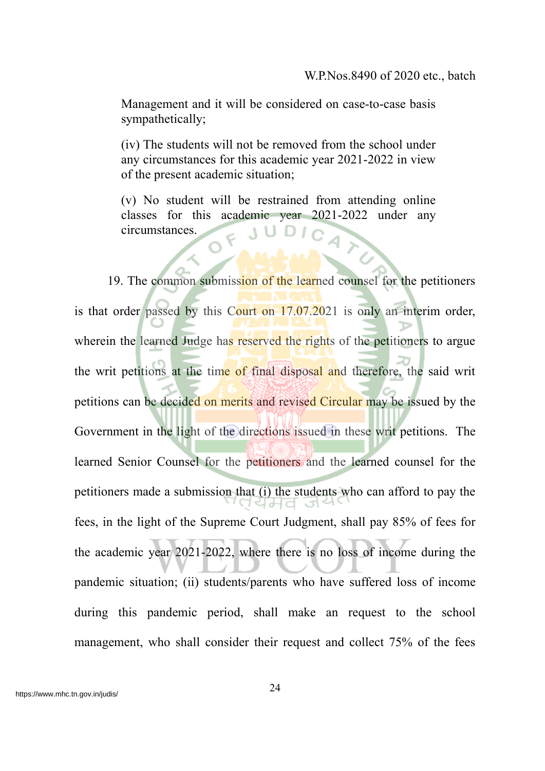> Management and it will be considered on case-to-case basis sympathetically;
>
> (iv) The students will not be removed from the school under any circumstances for this academic year 2021-2022 in view of the present academic situation;
>
> (v) No student will be restrained from attending online classes for this academic year 2021-2022 under any circumstances.

19. The common submission of the learned counsel for the petitioners is that order passed by this Court on 17.07.2021 is only an interim order, wherein the learned Judge has reserved the rights of the petitioners to argue the writ petitions at the time of final disposal and therefore, the said writ petitions can be decided on merits and revised Circular may be issued by the Government in the light of the directions issued in these writ petitions. The learned Senior Counsel for the petitioners and the learned counsel for the petitioners made a submission that (i) the students who can afford to pay the fees, in the light of the Supreme Court Judgment, shall pay 85% of fees for the academic year 2021-2022, where there is no loss of income during the pandemic situation; (ii) students/parents who have suffered loss of income during this pandemic period, shall make an request to the school management, who shall consider their request and collect 75% of the fees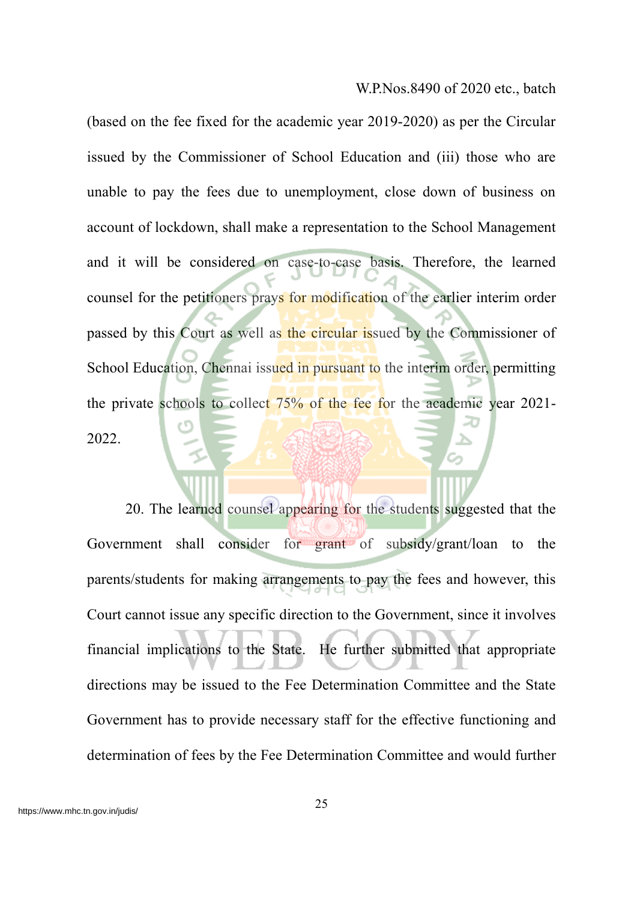(based on the fee fixed for the academic year 2019-2020) as per the Circular issued by the Commissioner of School Education and (iii) those who are unable to pay the fees due to unemployment, close down of business on account of lockdown, shall make a representation to the School Management and it will be considered on case-to-case basis. Therefore, the learned counsel for the petitioners prays for modification of the earlier interim order passed by this Court as well as the circular issued by the Commissioner of School Education, Chennai issued in pursuant to the interim order, permitting the private schools to collect 75% of the fee for the academic year 2021-2022.

20. The learned counsel appearing for the students suggested that the Government shall consider for grant of subsidy/grant/loan to the parents/students for making arrangements to pay the fees and however, this Court cannot issue any specific direction to the Government, since it involves financial implications to the State. He further submitted that appropriate directions may be issued to the Fee Determination Committee and the State Government has to provide necessary staff for the effective functioning and determination of fees by the Fee Determination Committee and would further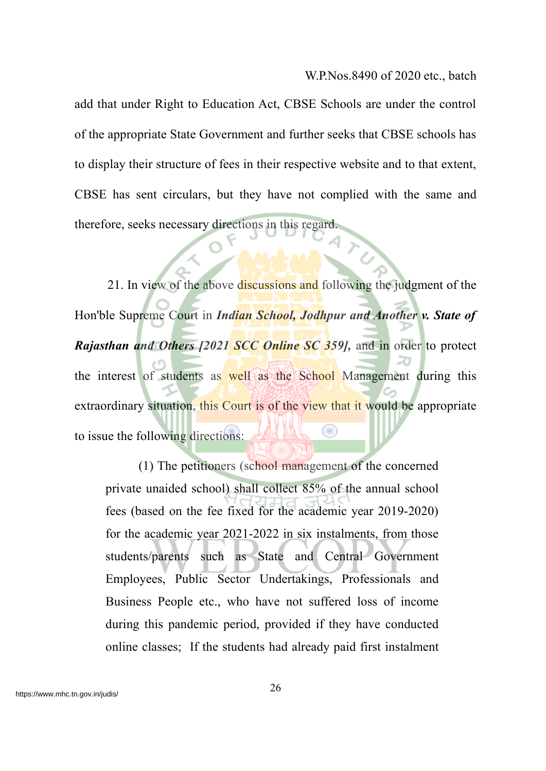add that under Right to Education Act, CBSE Schools are under the control of the appropriate State Government and further seeks that CBSE schools has to display their structure of fees in their respective website and to that extent, CBSE has sent circulars, but they have not complied with the same and therefore, seeks necessary directions in this regard.

21. In view of the above discussions and following the judgment of the Hon'ble Supreme Court in ***Indian School, Jodhpur and Another v. State of Rajasthan and Others [2021 SCC Online SC 359],*** and in order to protect the interest of students as well as the School Management during this extraordinary situation, this Court is of the view that it would be appropriate to issue the following directions:

> (1) The petitioners (school management of the concerned private unaided school) shall collect 85% of the annual school fees (based on the fee fixed for the academic year 2019-2020) for the academic year 2021-2022 in six instalments, from those students/parents such as State and Central Government Employees, Public Sector Undertakings, Professionals and Business People etc., who have not suffered loss of income during this pandemic period, provided if they have conducted online classes; If the students had already paid first instalment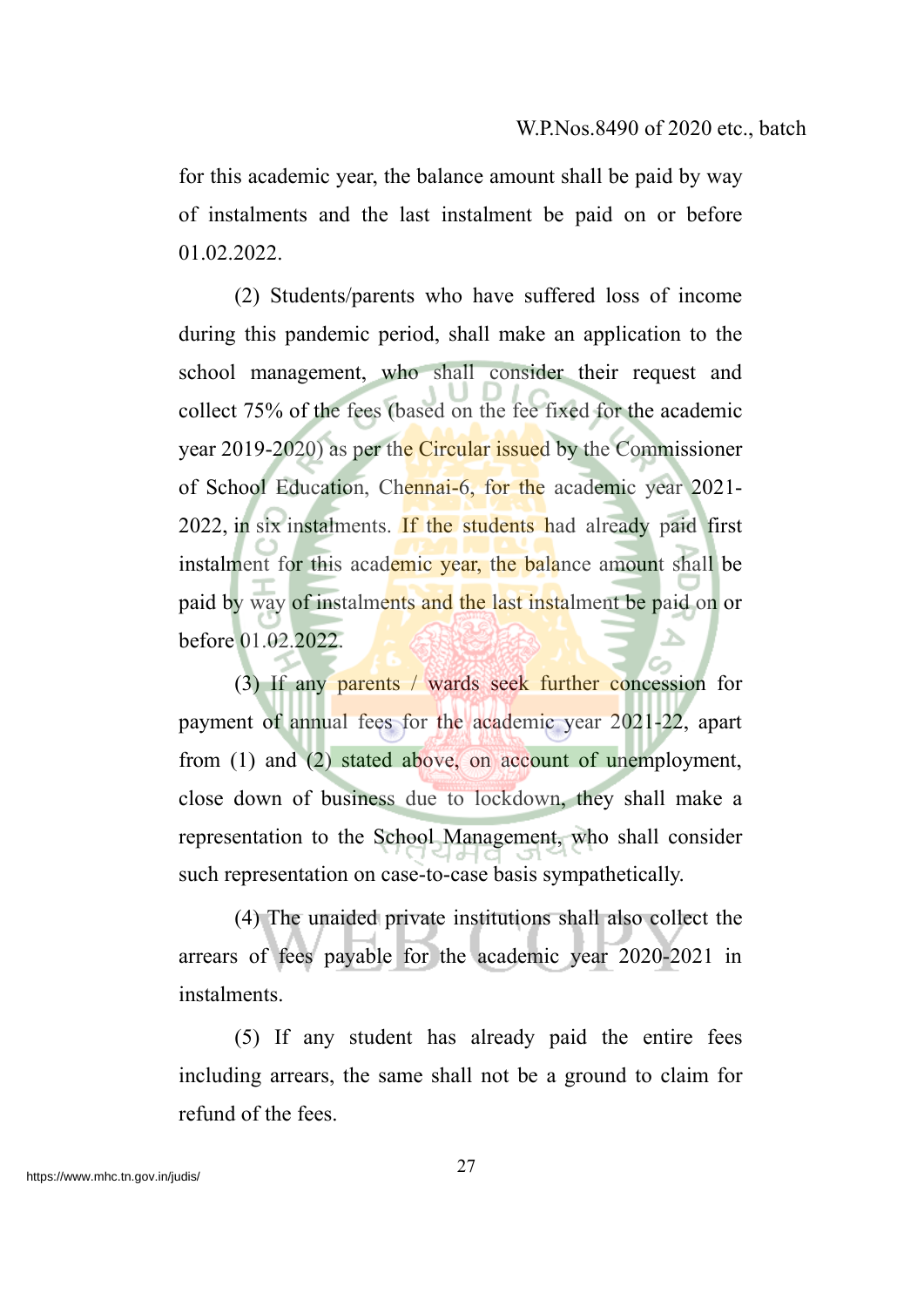for this academic year, the balance amount shall be paid by way of instalments and the last instalment be paid on or before 01.02.2022.

(2) Students/parents who have suffered loss of income during this pandemic period, shall make an application to the school management, who shall consider their request and collect 75% of the fees (based on the fee fixed for the academic year 2019-2020) as per the Circular issued by the Commissioner of School Education, Chennai-6, for the academic year 2021-2022, in six instalments. If the students had already paid first instalment for this academic year, the balance amount shall be paid by way of instalments and the last instalment be paid on or before 01.02.2022.

(3) If any parents / wards seek further concession for payment of annual fees for the academic year 2021-22, apart from (1) and (2) stated above, on account of unemployment, close down of business due to lockdown, they shall make a representation to the School Management, who shall consider such representation on case-to-case basis sympathetically.

(4) The unaided private institutions shall also collect the arrears of fees payable for the academic year 2020-2021 in instalments.

(5) If any student has already paid the entire fees including arrears, the same shall not be a ground to claim for refund of the fees.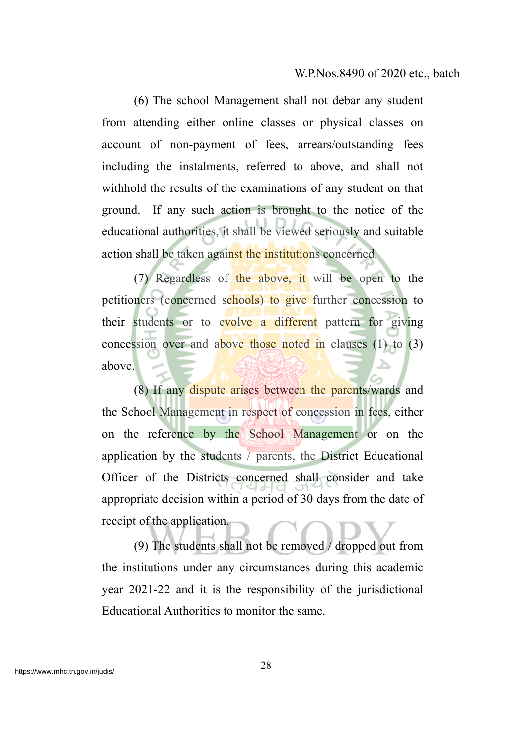(6) The school Management shall not debar any student from attending either online classes or physical classes on account of non-payment of fees, arrears/outstanding fees including the instalments, referred to above, and shall not withhold the results of the examinations of any student on that ground. If any such action is brought to the notice of the educational authorities, it shall be viewed seriously and suitable action shall be taken against the institutions concerned.

(7) Regardless of the above, it will be open to the petitioners (concerned schools) to give further concession to their students or to evolve a different pattern for giving concession over and above those noted in clauses (1) to (3) above.

(8) If any dispute arises between the parents/wards and the School Management in respect of concession in fees, either on the reference by the School Management or on the application by the students / parents, the District Educational Officer of the Districts concerned shall consider and take appropriate decision within a period of 30 days from the date of receipt of the application.

(9) The students shall not be removed / dropped out from the institutions under any circumstances during this academic year 2021-22 and it is the responsibility of the jurisdictional Educational Authorities to monitor the same.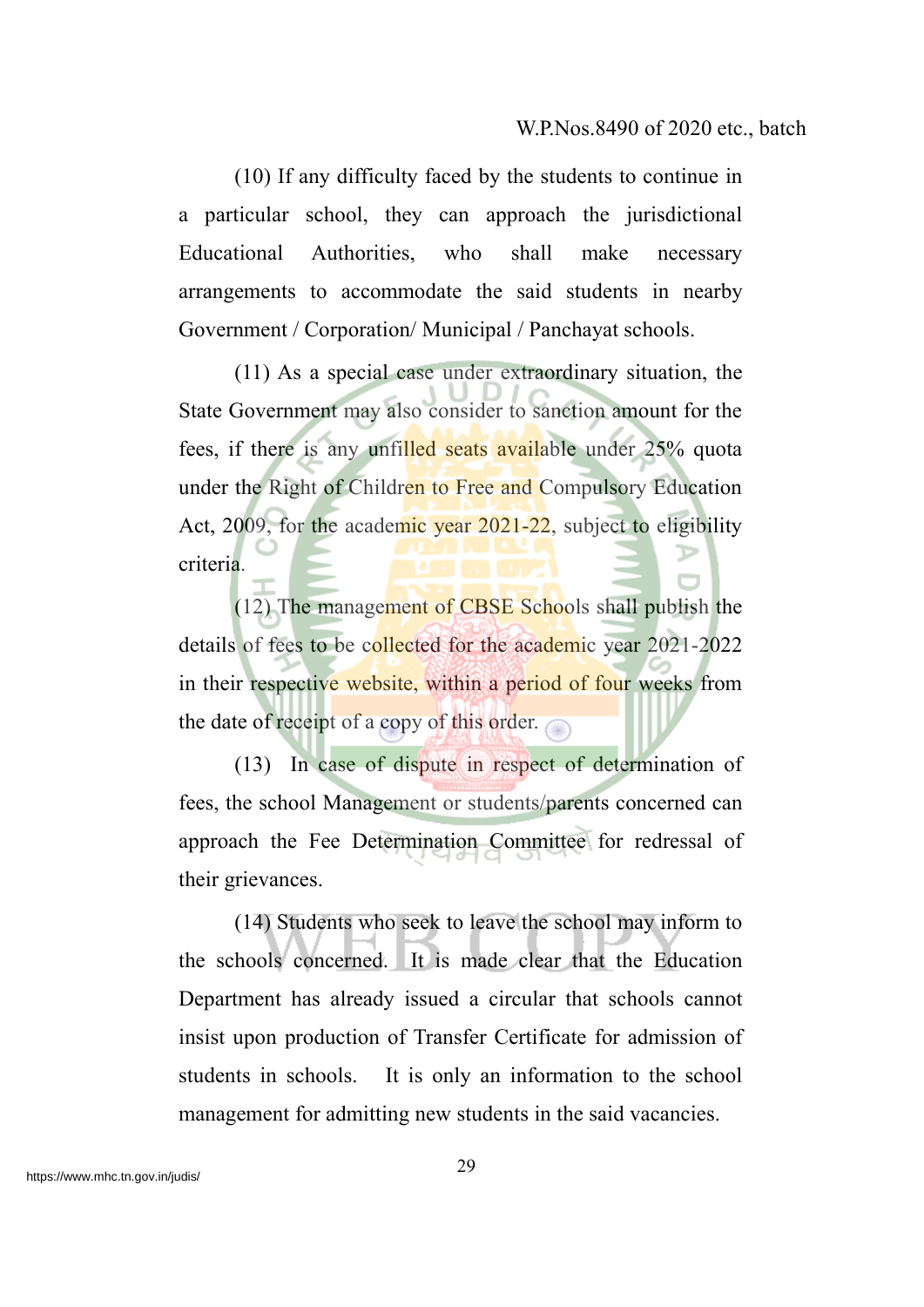(10) If any difficulty faced by the students to continue in a particular school, they can approach the jurisdictional Educational Authorities, who shall make necessary arrangements to accommodate the said students in nearby Government / Corporation/ Municipal / Panchayat schools.

(11) As a special case under extraordinary situation, the State Government may also consider to sanction amount for the fees, if there is any unfilled seats available under 25% quota under the Right of Children to Free and Compulsory Education Act, 2009, for the academic year 2021-22, subject to eligibility criteria.

(12) The management of CBSE Schools shall publish the details of fees to be collected for the academic year 2021-2022 in their respective website, within a period of four weeks from the date of receipt of a copy of this order.

(13) In case of dispute in respect of determination of fees, the school Management or students/parents concerned can approach the Fee Determination Committee for redressal of their grievances.

(14) Students who seek to leave the school may inform to the schools concerned. It is made clear that the Education Department has already issued a circular that schools cannot insist upon production of Transfer Certificate for admission of students in schools. It is only an information to the school management for admitting new students in the said vacancies.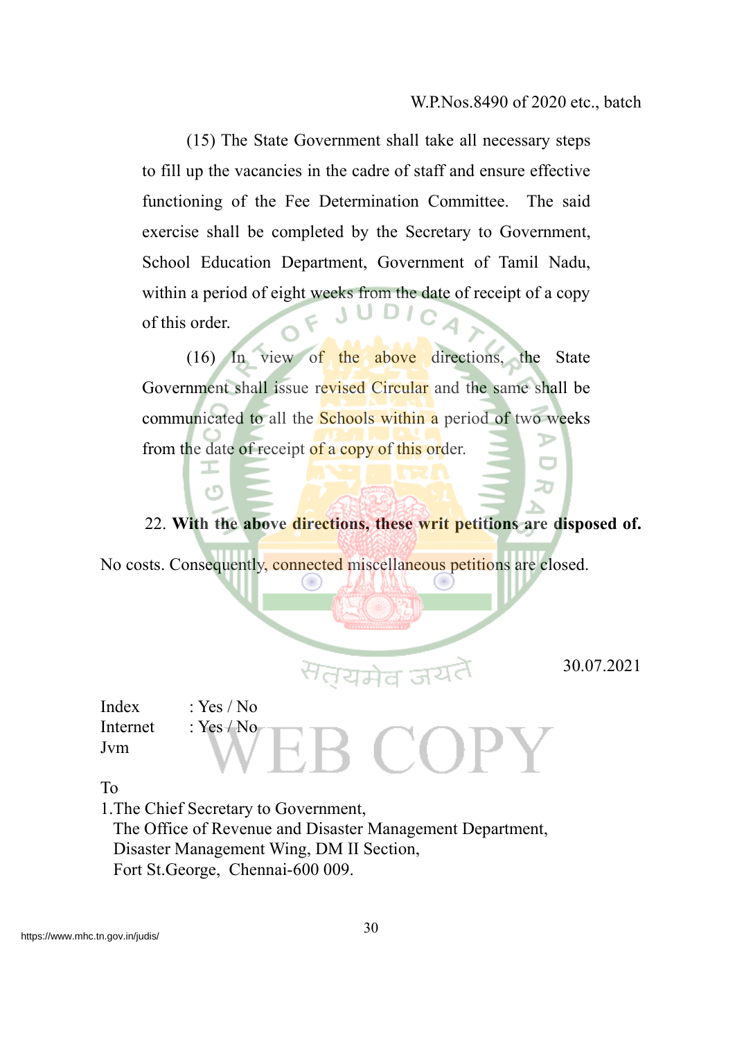(15) The State Government shall take all necessary steps to fill up the vacancies in the cadre of staff and ensure effective functioning of the Fee Determination Committee. The said exercise shall be completed by the Secretary to Government, School Education Department, Government of Tamil Nadu, within a period of eight weeks from the date of receipt of a copy of this order.

(16) In view of the above directions, the State Government shall issue revised Circular and the same shall be communicated to all the Schools within a period of two weeks from the date of receipt of a copy of this order.

22. **With the above directions, these writ petitions are disposed of.** No costs. Consequently, connected miscellaneous petitions are closed.

30.07.2021

Index : Yes / No
Internet : Yes / No
Jvm

To

1.The Chief Secretary to Government,
The Office of Revenue and Disaster Management Department,
Disaster Management Wing, DM II Section,
Fort St.George, Chennai-600 009.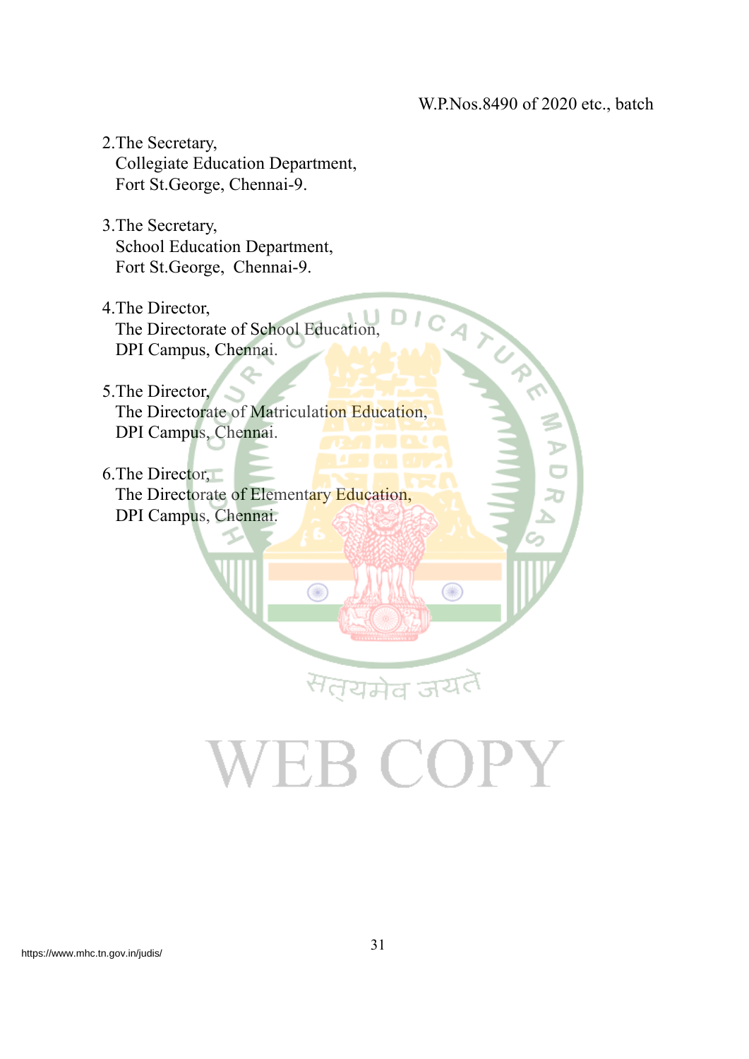2.The Secretary,
Collegiate Education Department,
Fort St.George, Chennai-9.

3.The Secretary,
School Education Department,
Fort St.George, Chennai-9.

4.The Director,
The Directorate of School Education,
DPI Campus, Chennai.

5.The Director,
The Directorate of Matriculation Education,
DPI Campus, Chennai.

6.The Director,
The Directorate of Elementary Education,
DPI Campus, Chennai.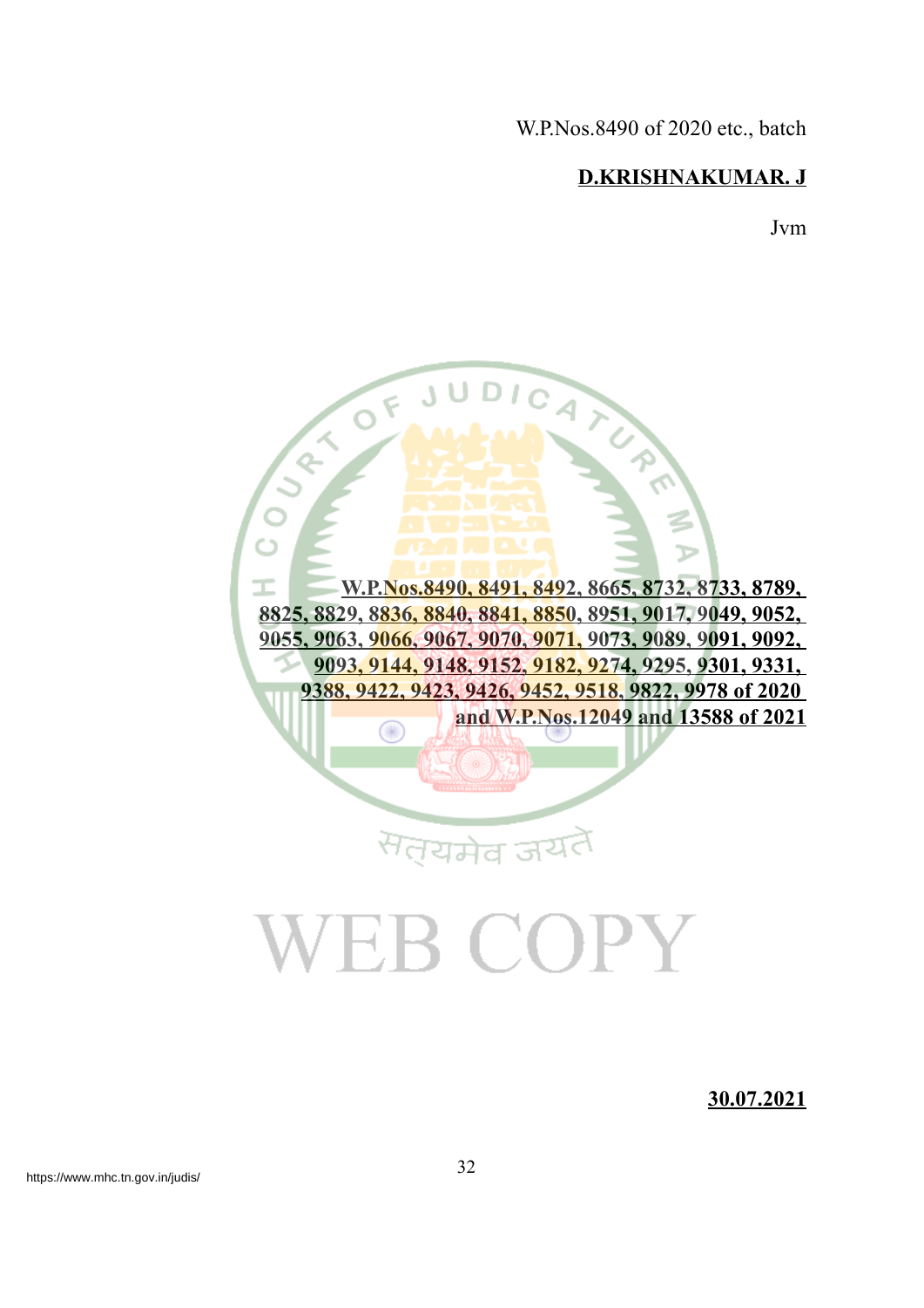W.P.Nos.8490 of 2020 etc., batch

**D.KRISHNAKUMAR. J**

Jvm

**W.P.Nos.8490, 8491, 8492, 8665, 8732, 8733, 8789, 8825, 8829, 8836, 8840, 8841, 8850, 8951, 9017, 9049, 9052, 9055, 9063, 9066, 9067, 9070, 9071, 9073, 9089, 9091, 9092, 9093, 9144, 9148, 9152, 9182, 9274, 9295, 9301, 9331, 9388, 9422, 9423, 9426, 9452, 9518, 9822, 9978 of 2020 and W.P.Nos.12049 and 13588 of 2021**

**30.07.2021**